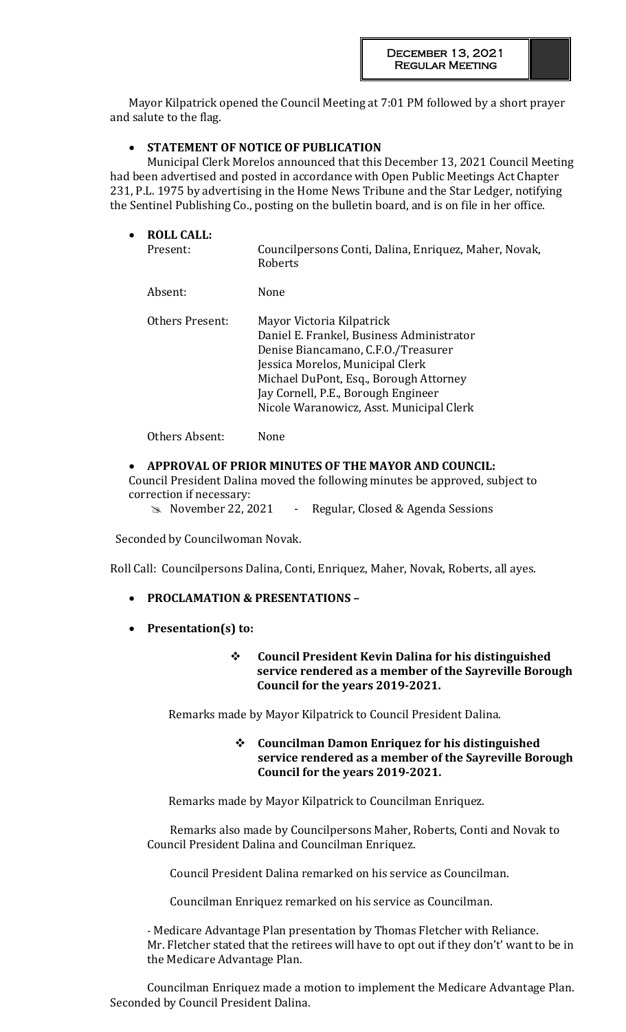December 13, 2021
Regular Meeting

Mayor Kilpatrick opened the Council Meeting at 7:01 PM followed by a short prayer and salute to the flag.

- **STATEMENT OF NOTICE OF PUBLICATION**

Municipal Clerk Morelos announced that this December 13, 2021 Council Meeting had been advertised and posted in accordance with Open Public Meetings Act Chapter 231, P.L. 1975 by advertising in the Home News Tribune and the Star Ledger, notifying the Sentinel Publishing Co., posting on the bulletin board, and is on file in her office.

- **ROLL CALL:**

| | |
|---|---|
| Present: | Councilpersons Conti, Dalina, Enriquez, Maher, Novak, Roberts |
| Absent: | None |
| Others Present: | Mayor Victoria Kilpatrick<br>Daniel E. Frankel, Business Administrator<br>Denise Biancamano, C.F.O./Treasurer<br>Jessica Morelos, Municipal Clerk<br>Michael DuPont, Esq., Borough Attorney<br>Jay Cornell, P.E., Borough Engineer<br>Nicole Waranowicz, Asst. Municipal Clerk |
| Others Absent: | None |

- **APPROVAL OF PRIOR MINUTES OF THE MAYOR AND COUNCIL:**

Council President Dalina moved the following minutes be approved, subject to correction if necessary:

- November 22, 2021 - Regular, Closed & Agenda Sessions

Seconded by Councilwoman Novak.

Roll Call: Councilpersons Dalina, Conti, Enriquez, Maher, Novak, Roberts, all ayes.

- **PROCLAMATION & PRESENTATIONS –**

- **Presentation(s) to:**

  - **Council President Kevin Dalina for his distinguished service rendered as a member of the Sayreville Borough Council for the years 2019-2021.**

Remarks made by Mayor Kilpatrick to Council President Dalina.

  - **Councilman Damon Enriquez for his distinguished service rendered as a member of the Sayreville Borough Council for the years 2019-2021.**

Remarks made by Mayor Kilpatrick to Councilman Enriquez.

Remarks also made by Councilpersons Maher, Roberts, Conti and Novak to Council President Dalina and Councilman Enriquez.

Council President Dalina remarked on his service as Councilman.

Councilman Enriquez remarked on his service as Councilman.

- Medicare Advantage Plan presentation by Thomas Fletcher with Reliance. Mr. Fletcher stated that the retirees will have to opt out if they don't' want to be in the Medicare Advantage Plan.

Councilman Enriquez made a motion to implement the Medicare Advantage Plan. Seconded by Council President Dalina.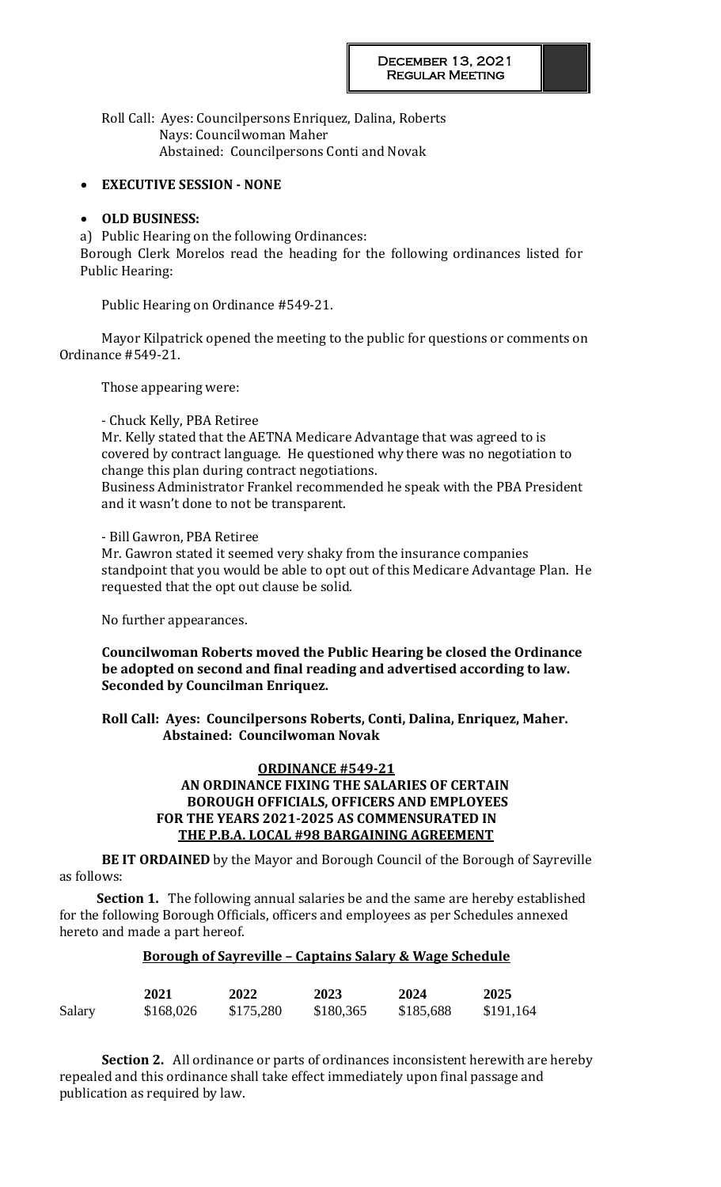Roll Call: Ayes: Councilpersons Enriquez, Dalina, Roberts
Nays: Councilwoman Maher
Abstained: Councilpersons Conti and Novak

- **EXECUTIVE SESSION - NONE**

- **OLD BUSINESS:**

a) Public Hearing on the following Ordinances:
Borough Clerk Morelos read the heading for the following ordinances listed for Public Hearing:

Public Hearing on Ordinance #549-21.

Mayor Kilpatrick opened the meeting to the public for questions or comments on Ordinance #549-21.

Those appearing were:

- Chuck Kelly, PBA Retiree
Mr. Kelly stated that the AETNA Medicare Advantage that was agreed to is covered by contract language. He questioned why there was no negotiation to change this plan during contract negotiations.
Business Administrator Frankel recommended he speak with the PBA President and it wasn't done to not be transparent.

- Bill Gawron, PBA Retiree
Mr. Gawron stated it seemed very shaky from the insurance companies standpoint that you would be able to opt out of this Medicare Advantage Plan. He requested that the opt out clause be solid.

No further appearances.

**Councilwoman Roberts moved the Public Hearing be closed the Ordinance be adopted on second and final reading and advertised according to law. Seconded by Councilman Enriquez.**

**Roll Call: Ayes: Councilpersons Roberts, Conti, Dalina, Enriquez, Maher.**
**Abstained: Councilwoman Novak**

**ORDINANCE #549-21**
**AN ORDINANCE FIXING THE SALARIES OF CERTAIN BOROUGH OFFICIALS, OFFICERS AND EMPLOYEES FOR THE YEARS 2021-2025 AS COMMENSURATED IN THE P.B.A. LOCAL #98 BARGAINING AGREEMENT**

**BE IT ORDAINED** by the Mayor and Borough Council of the Borough of Sayreville as follows:

**Section 1.** The following annual salaries be and the same are hereby established for the following Borough Officials, officers and employees as per Schedules annexed hereto and made a part hereof.

**Borough of Sayreville – Captains Salary & Wage Schedule**

| | 2021 | 2022 | 2023 | 2024 | 2025 |
|---|---|---|---|---|---|
| Salary | $168,026 | $175,280 | $180,365 | $185,688 | $191,164 |

**Section 2.** All ordinance or parts of ordinances inconsistent herewith are hereby repealed and this ordinance shall take effect immediately upon final passage and publication as required by law.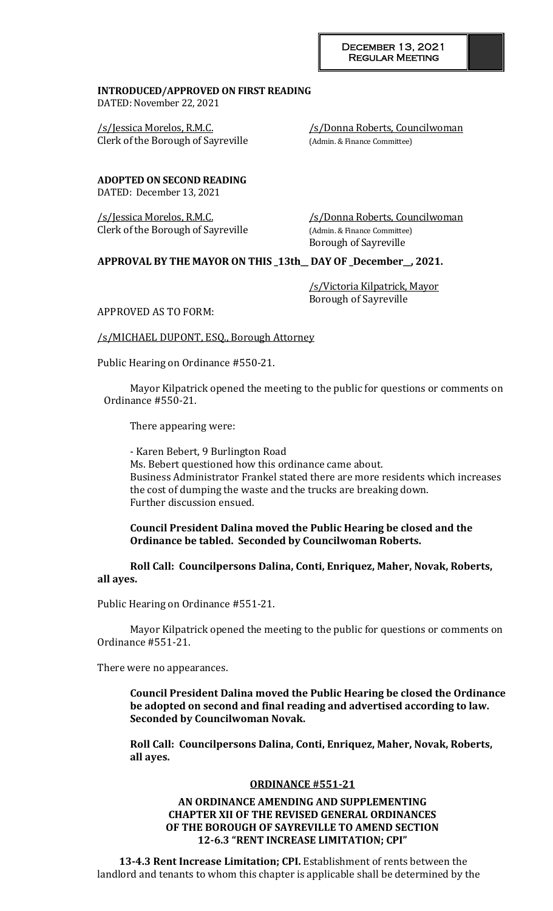**INTRODUCED/APPROVED ON FIRST READING**
DATED: November 22, 2021

/s/Jessica Morelos, R.M.C.
Clerk of the Borough of Sayreville

/s/Donna Roberts, Councilwoman
(Admin. & Finance Committee)

**ADOPTED ON SECOND READING**
DATED: December 13, 2021

/s/Jessica Morelos, R.M.C.
Clerk of the Borough of Sayreville

/s/Donna Roberts, Councilwoman
(Admin. & Finance Committee)
Borough of Sayreville

**APPROVAL BY THE MAYOR ON THIS _13th__ DAY OF _December__, 2021.**

/s/Victoria Kilpatrick, Mayor
Borough of Sayreville

APPROVED AS TO FORM:

/s/MICHAEL DUPONT, ESQ., Borough Attorney

Public Hearing on Ordinance #550-21.

Mayor Kilpatrick opened the meeting to the public for questions or comments on Ordinance #550-21.

There appearing were:

- Karen Bebert, 9 Burlington Road
Ms. Bebert questioned how this ordinance came about.
Business Administrator Frankel stated there are more residents which increases the cost of dumping the waste and the trucks are breaking down.
Further discussion ensued.

**Council President Dalina moved the Public Hearing be closed and the Ordinance be tabled. Seconded by Councilwoman Roberts.**

**Roll Call: Councilpersons Dalina, Conti, Enriquez, Maher, Novak, Roberts, all ayes.**

Public Hearing on Ordinance #551-21.

Mayor Kilpatrick opened the meeting to the public for questions or comments on Ordinance #551-21.

There were no appearances.

**Council President Dalina moved the Public Hearing be closed the Ordinance be adopted on second and final reading and advertised according to law. Seconded by Councilwoman Novak.**

**Roll Call: Councilpersons Dalina, Conti, Enriquez, Maher, Novak, Roberts, all ayes.**

**ORDINANCE #551-21**

**AN ORDINANCE AMENDING AND SUPPLEMENTING CHAPTER XII OF THE REVISED GENERAL ORDINANCES OF THE BOROUGH OF SAYREVILLE TO AMEND SECTION 12-6.3 "RENT INCREASE LIMITATION; CPI"**

**13-4.3 Rent Increase Limitation; CPI.** Establishment of rents between the landlord and tenants to whom this chapter is applicable shall be determined by the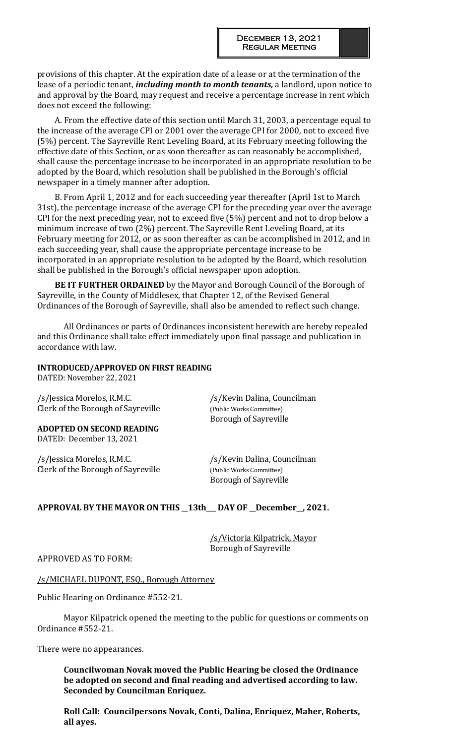provisions of this chapter. At the expiration date of a lease or at the termination of the lease of a periodic tenant, ***including month to month tenants,*** a landlord, upon notice to and approval by the Board, may request and receive a percentage increase in rent which does not exceed the following:

A. From the effective date of this section until March 31, 2003, a percentage equal to the increase of the average CPI or 2001 over the average CPI for 2000, not to exceed five (5%) percent. The Sayreville Rent Leveling Board, at its February meeting following the effective date of this Section, or as soon thereafter as can reasonably be accomplished, shall cause the percentage increase to be incorporated in an appropriate resolution to be adopted by the Board, which resolution shall be published in the Borough's official newspaper in a timely manner after adoption.

B. From April 1, 2012 and for each succeeding year thereafter (April 1st to March 31st), the percentage increase of the average CPI for the preceding year over the average CPI for the next preceding year, not to exceed five (5%) percent and not to drop below a minimum increase of two (2%) percent. The Sayreville Rent Leveling Board, at its February meeting for 2012, or as soon thereafter as can be accomplished in 2012, and in each succeeding year, shall cause the appropriate percentage increase to be incorporated in an appropriate resolution to be adopted by the Board, which resolution shall be published in the Borough's official newspaper upon adoption.

**BE IT FURTHER ORDAINED** by the Mayor and Borough Council of the Borough of Sayreville, in the County of Middlesex, that Chapter 12, of the Revised General Ordinances of the Borough of Sayreville, shall also be amended to reflect such change.

All Ordinances or parts of Ordinances inconsistent herewith are hereby repealed and this Ordinance shall take effect immediately upon final passage and publication in accordance with law.

**INTRODUCED/APPROVED ON FIRST READING**
DATED: November 22, 2021

/s/Jessica Morelos, R.M.C.
Clerk of the Borough of Sayreville

/s/Kevin Dalina, Councilman
(Public Works Committee)
Borough of Sayreville

**ADOPTED ON SECOND READING**
DATED: December 13, 2021

/s/Jessica Morelos, R.M.C.
Clerk of the Borough of Sayreville

/s/Kevin Dalina, Councilman
(Public Works Committee)
Borough of Sayreville

**APPROVAL BY THE MAYOR ON THIS \_\_13th\_\_\_ DAY OF \_\_December\_\_, 2021.**

/s/Victoria Kilpatrick, Mayor
Borough of Sayreville

APPROVED AS TO FORM:

/s/MICHAEL DUPONT, ESQ., Borough Attorney

Public Hearing on Ordinance #552-21.

Mayor Kilpatrick opened the meeting to the public for questions or comments on Ordinance #552-21.

There were no appearances.

**Councilwoman Novak moved the Public Hearing be closed the Ordinance be adopted on second and final reading and advertised according to law. Seconded by Councilman Enriquez.**

**Roll Call: Councilpersons Novak, Conti, Dalina, Enriquez, Maher, Roberts, all ayes.**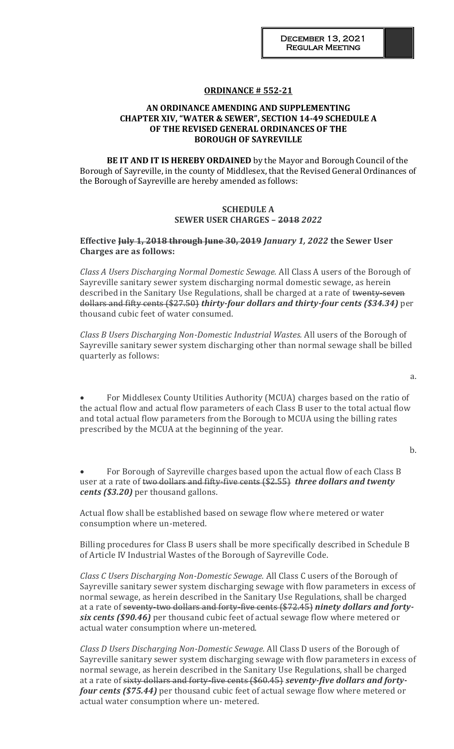**ORDINANCE # 552-21**

**AN ORDINANCE AMENDING AND SUPPLEMENTING CHAPTER XIV, "WATER & SEWER", SECTION 14-49 SCHEDULE A OF THE REVISED GENERAL ORDINANCES OF THE BOROUGH OF SAYREVILLE**

**BE IT AND IT IS HEREBY ORDAINED** by the Mayor and Borough Council of the Borough of Sayreville, in the county of Middlesex, that the Revised General Ordinances of the Borough of Sayreville are hereby amended as follows:

**SCHEDULE A**
**SEWER USER CHARGES – ~~2018~~ *2022***

**Effective ~~July 1, 2018 through June 30, 2019~~ *January 1, 2022* the Sewer User Charges are as follows:**

*Class A Users Discharging Normal Domestic Sewage.* All Class A users of the Borough of Sayreville sanitary sewer system discharging normal domestic sewage, as herein described in the Sanitary Use Regulations, shall be charged at a rate of ~~twenty-seven dollars and fifty cents ($27.50)~~ ***thirty-four dollars and thirty-four cents ($34.34)*** per thousand cubic feet of water consumed.

*Class B Users Discharging Non-Domestic Industrial Wastes.* All users of the Borough of Sayreville sanitary sewer system discharging other than normal sewage shall be billed quarterly as follows:

a.

- For Middlesex County Utilities Authority (MCUA) charges based on the ratio of the actual flow and actual flow parameters of each Class B user to the total actual flow and total actual flow parameters from the Borough to MCUA using the billing rates prescribed by the MCUA at the beginning of the year.

b.

- For Borough of Sayreville charges based upon the actual flow of each Class B user at a rate of ~~two dollars and fifty-five cents ($2.55)~~ ***three dollars and twenty cents ($3.20)*** per thousand gallons.

Actual flow shall be established based on sewage flow where metered or water consumption where un-metered.

Billing procedures for Class B users shall be more specifically described in Schedule B of Article IV Industrial Wastes of the Borough of Sayreville Code.

*Class C Users Discharging Non-Domestic Sewage.* All Class C users of the Borough of Sayreville sanitary sewer system discharging sewage with flow parameters in excess of normal sewage, as herein described in the Sanitary Use Regulations, shall be charged at a rate of ~~seventy-two dollars and forty-five cents ($72.45)~~ ***ninety dollars and forty-six cents ($90.46)*** per thousand cubic feet of actual sewage flow where metered or actual water consumption where un-metered.

*Class D Users Discharging Non-Domestic Sewage.* All Class D users of the Borough of Sayreville sanitary sewer system discharging sewage with flow parameters in excess of normal sewage, as herein described in the Sanitary Use Regulations, shall be charged at a rate of ~~sixty dollars and forty-five cents ($60.45)~~ ***seventy-five dollars and forty-four cents ($75.44)*** per thousand cubic feet of actual sewage flow where metered or actual water consumption where un- metered.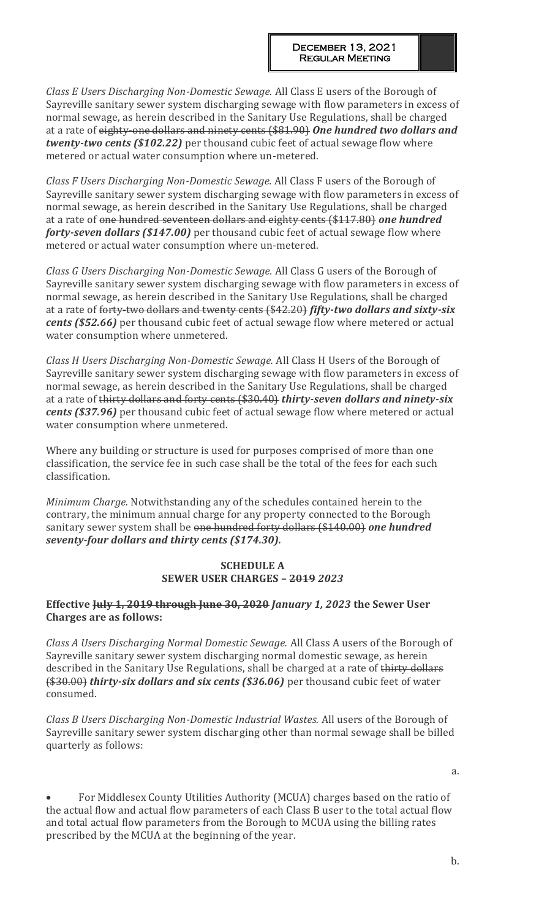*Class E Users Discharging Non-Domestic Sewage.* All Class E users of the Borough of Sayreville sanitary sewer system discharging sewage with flow parameters in excess of normal sewage, as herein described in the Sanitary Use Regulations, shall be charged at a rate of ~~eighty-one dollars and ninety cents ($81.90)~~ ***One hundred two dollars and twenty-two cents ($102.22)*** per thousand cubic feet of actual sewage flow where metered or actual water consumption where un-metered.

*Class F Users Discharging Non-Domestic Sewage.* All Class F users of the Borough of Sayreville sanitary sewer system discharging sewage with flow parameters in excess of normal sewage, as herein described in the Sanitary Use Regulations, shall be charged at a rate of ~~one hundred seventeen dollars and eighty cents ($117.80)~~ ***one hundred forty-seven dollars ($147.00)*** per thousand cubic feet of actual sewage flow where metered or actual water consumption where un-metered.

*Class G Users Discharging Non-Domestic Sewage.* All Class G users of the Borough of Sayreville sanitary sewer system discharging sewage with flow parameters in excess of normal sewage, as herein described in the Sanitary Use Regulations, shall be charged at a rate of ~~forty-two dollars and twenty cents ($42.20)~~ ***fifty-two dollars and sixty-six cents ($52.66)*** per thousand cubic feet of actual sewage flow where metered or actual water consumption where unmetered.

*Class H Users Discharging Non-Domestic Sewage.* All Class H Users of the Borough of Sayreville sanitary sewer system discharging sewage with flow parameters in excess of normal sewage, as herein described in the Sanitary Use Regulations, shall be charged at a rate of ~~thirty dollars and forty cents ($30.40)~~ ***thirty-seven dollars and ninety-six cents ($37.96)*** per thousand cubic feet of actual sewage flow where metered or actual water consumption where unmetered.

Where any building or structure is used for purposes comprised of more than one classification, the service fee in such case shall be the total of the fees for each such classification.

*Minimum Charge.* Notwithstanding any of the schedules contained herein to the contrary, the minimum annual charge for any property connected to the Borough sanitary sewer system shall be ~~one hundred forty dollars ($140.00)~~ ***one hundred seventy-four dollars and thirty cents ($174.30).***

**SCHEDULE A**
**SEWER USER CHARGES – ~~2019~~ *2023***

**Effective ~~July 1, 2019 through June 30, 2020~~ *January 1, 2023* the Sewer User Charges are as follows:**

*Class A Users Discharging Normal Domestic Sewage.* All Class A users of the Borough of Sayreville sanitary sewer system discharging normal domestic sewage, as herein described in the Sanitary Use Regulations, shall be charged at a rate of ~~thirty dollars ($30.00)~~ ***thirty-six dollars and six cents ($36.06)*** per thousand cubic feet of water consumed.

*Class B Users Discharging Non-Domestic Industrial Wastes.* All users of the Borough of Sayreville sanitary sewer system discharging other than normal sewage shall be billed quarterly as follows:

a.

- For Middlesex County Utilities Authority (MCUA) charges based on the ratio of the actual flow and actual flow parameters of each Class B user to the total actual flow and total actual flow parameters from the Borough to MCUA using the billing rates prescribed by the MCUA at the beginning of the year.

b.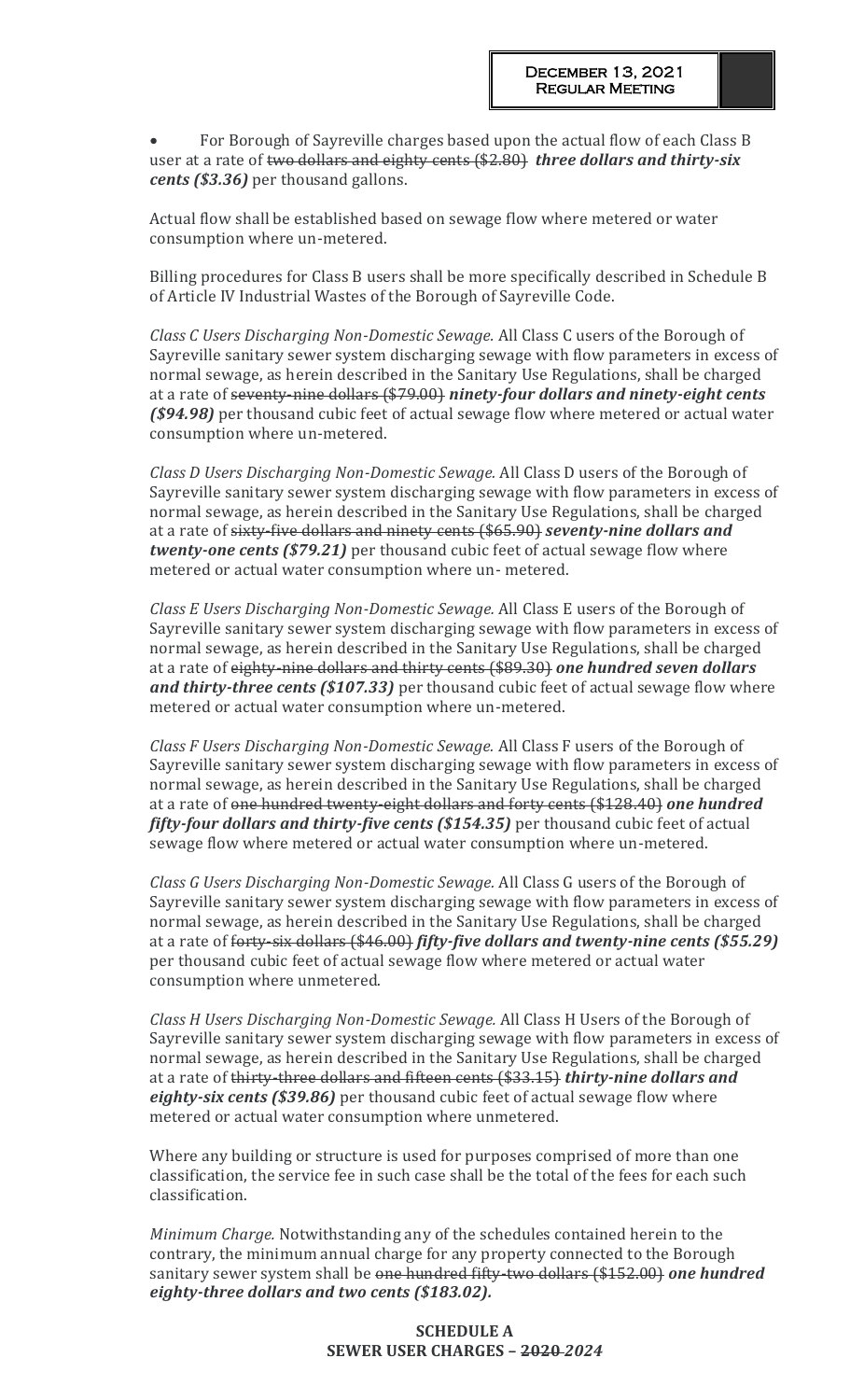- For Borough of Sayreville charges based upon the actual flow of each Class B user at a rate of ~~two dollars and eighty cents ($2.80)~~ ***three dollars and thirty-six cents ($3.36)*** per thousand gallons.

Actual flow shall be established based on sewage flow where metered or water consumption where un-metered.

Billing procedures for Class B users shall be more specifically described in Schedule B of Article IV Industrial Wastes of the Borough of Sayreville Code.

*Class C Users Discharging Non-Domestic Sewage.* All Class C users of the Borough of Sayreville sanitary sewer system discharging sewage with flow parameters in excess of normal sewage, as herein described in the Sanitary Use Regulations, shall be charged at a rate of ~~seventy-nine dollars ($79.00)~~ ***ninety-four dollars and ninety-eight cents ($94.98)*** per thousand cubic feet of actual sewage flow where metered or actual water consumption where un-metered.

*Class D Users Discharging Non-Domestic Sewage.* All Class D users of the Borough of Sayreville sanitary sewer system discharging sewage with flow parameters in excess of normal sewage, as herein described in the Sanitary Use Regulations, shall be charged at a rate of ~~sixty-five dollars and ninety cents ($65.90)~~ ***seventy-nine dollars and twenty-one cents ($79.21)*** per thousand cubic feet of actual sewage flow where metered or actual water consumption where un- metered.

*Class E Users Discharging Non-Domestic Sewage.* All Class E users of the Borough of Sayreville sanitary sewer system discharging sewage with flow parameters in excess of normal sewage, as herein described in the Sanitary Use Regulations, shall be charged at a rate of ~~eighty-nine dollars and thirty cents ($89.30)~~ ***one hundred seven dollars and thirty-three cents ($107.33)*** per thousand cubic feet of actual sewage flow where metered or actual water consumption where un-metered.

*Class F Users Discharging Non-Domestic Sewage.* All Class F users of the Borough of Sayreville sanitary sewer system discharging sewage with flow parameters in excess of normal sewage, as herein described in the Sanitary Use Regulations, shall be charged at a rate of ~~one hundred twenty-eight dollars and forty cents ($128.40)~~ ***one hundred fifty-four dollars and thirty-five cents ($154.35)*** per thousand cubic feet of actual sewage flow where metered or actual water consumption where un-metered.

*Class G Users Discharging Non-Domestic Sewage.* All Class G users of the Borough of Sayreville sanitary sewer system discharging sewage with flow parameters in excess of normal sewage, as herein described in the Sanitary Use Regulations, shall be charged at a rate of ~~forty-six dollars ($46.00)~~ ***fifty-five dollars and twenty-nine cents ($55.29)*** per thousand cubic feet of actual sewage flow where metered or actual water consumption where unmetered.

*Class H Users Discharging Non-Domestic Sewage.* All Class H Users of the Borough of Sayreville sanitary sewer system discharging sewage with flow parameters in excess of normal sewage, as herein described in the Sanitary Use Regulations, shall be charged at a rate of ~~thirty-three dollars and fifteen cents ($33.15)~~ ***thirty-nine dollars and eighty-six cents ($39.86)*** per thousand cubic feet of actual sewage flow where metered or actual water consumption where unmetered.

Where any building or structure is used for purposes comprised of more than one classification, the service fee in such case shall be the total of the fees for each such classification.

*Minimum Charge.* Notwithstanding any of the schedules contained herein to the contrary, the minimum annual charge for any property connected to the Borough sanitary sewer system shall be ~~one hundred fifty-two dollars ($152.00)~~ ***one hundred eighty-three dollars and two cents ($183.02).***

**SCHEDULE A**
**SEWER USER CHARGES – ~~2020~~ *2024***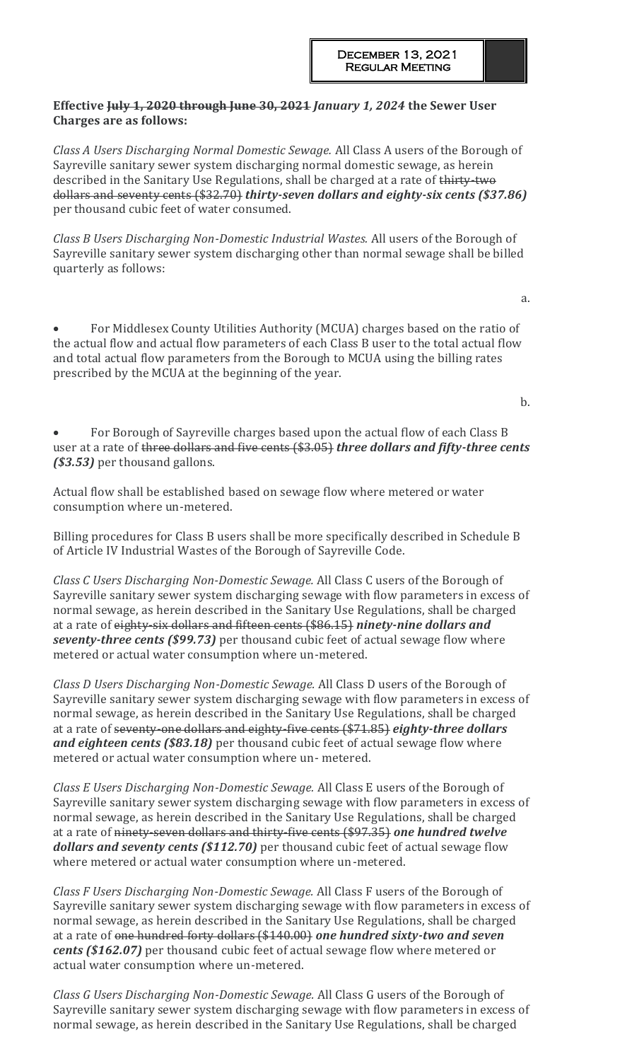**Effective ~~July 1, 2020 through June 30, 2021~~ *January 1, 2024* the Sewer User Charges are as follows:**

*Class A Users Discharging Normal Domestic Sewage.* All Class A users of the Borough of Sayreville sanitary sewer system discharging normal domestic sewage, as herein described in the Sanitary Use Regulations, shall be charged at a rate of ~~thirty-two dollars and seventy cents ($32.70)~~ ***thirty-seven dollars and eighty-six cents ($37.86)*** per thousand cubic feet of water consumed.

*Class B Users Discharging Non-Domestic Industrial Wastes.* All users of the Borough of Sayreville sanitary sewer system discharging other than normal sewage shall be billed quarterly as follows:

a.

- For Middlesex County Utilities Authority (MCUA) charges based on the ratio of the actual flow and actual flow parameters of each Class B user to the total actual flow and total actual flow parameters from the Borough to MCUA using the billing rates prescribed by the MCUA at the beginning of the year.

b.

- For Borough of Sayreville charges based upon the actual flow of each Class B user at a rate of ~~three dollars and five cents ($3.05)~~ ***three dollars and fifty-three cents ($3.53)*** per thousand gallons.

Actual flow shall be established based on sewage flow where metered or water consumption where un-metered.

Billing procedures for Class B users shall be more specifically described in Schedule B of Article IV Industrial Wastes of the Borough of Sayreville Code.

*Class C Users Discharging Non-Domestic Sewage.* All Class C users of the Borough of Sayreville sanitary sewer system discharging sewage with flow parameters in excess of normal sewage, as herein described in the Sanitary Use Regulations, shall be charged at a rate of ~~eighty-six dollars and fifteen cents ($86.15)~~ ***ninety-nine dollars and seventy-three cents ($99.73)*** per thousand cubic feet of actual sewage flow where metered or actual water consumption where un-metered.

*Class D Users Discharging Non-Domestic Sewage.* All Class D users of the Borough of Sayreville sanitary sewer system discharging sewage with flow parameters in excess of normal sewage, as herein described in the Sanitary Use Regulations, shall be charged at a rate of ~~seventy-one dollars and eighty-five cents ($71.85)~~ ***eighty-three dollars and eighteen cents ($83.18)*** per thousand cubic feet of actual sewage flow where metered or actual water consumption where un- metered.

*Class E Users Discharging Non-Domestic Sewage.* All Class E users of the Borough of Sayreville sanitary sewer system discharging sewage with flow parameters in excess of normal sewage, as herein described in the Sanitary Use Regulations, shall be charged at a rate of ~~ninety-seven dollars and thirty-five cents ($97.35)~~ ***one hundred twelve dollars and seventy cents ($112.70)*** per thousand cubic feet of actual sewage flow where metered or actual water consumption where un-metered.

*Class F Users Discharging Non-Domestic Sewage.* All Class F users of the Borough of Sayreville sanitary sewer system discharging sewage with flow parameters in excess of normal sewage, as herein described in the Sanitary Use Regulations, shall be charged at a rate of ~~one hundred forty dollars ($140.00)~~ ***one hundred sixty-two and seven cents ($162.07)*** per thousand cubic feet of actual sewage flow where metered or actual water consumption where un-metered.

*Class G Users Discharging Non-Domestic Sewage.* All Class G users of the Borough of Sayreville sanitary sewer system discharging sewage with flow parameters in excess of normal sewage, as herein described in the Sanitary Use Regulations, shall be charged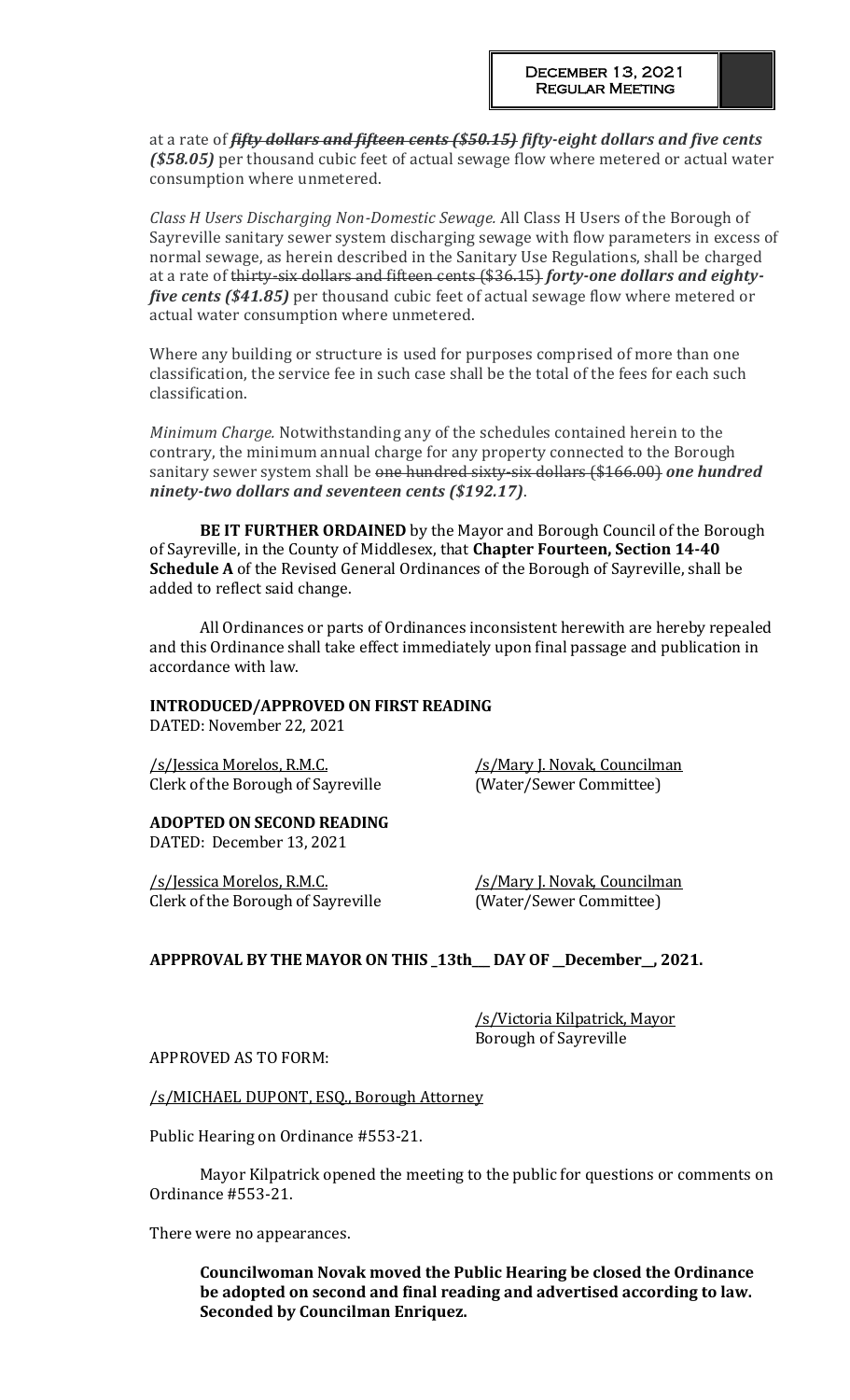at a rate of ~~***fifty dollars and fifteen cents ($50.15)***~~ ***fifty-eight dollars and five cents ($58.05)*** per thousand cubic feet of actual sewage flow where metered or actual water consumption where unmetered.

*Class H Users Discharging Non-Domestic Sewage.* All Class H Users of the Borough of Sayreville sanitary sewer system discharging sewage with flow parameters in excess of normal sewage, as herein described in the Sanitary Use Regulations, shall be charged at a rate of ~~thirty-six dollars and fifteen cents ($36.15)~~ ***forty-one dollars and eighty-five cents ($41.85)*** per thousand cubic feet of actual sewage flow where metered or actual water consumption where unmetered.

Where any building or structure is used for purposes comprised of more than one classification, the service fee in such case shall be the total of the fees for each such classification.

*Minimum Charge.* Notwithstanding any of the schedules contained herein to the contrary, the minimum annual charge for any property connected to the Borough sanitary sewer system shall be ~~one hundred sixty-six dollars ($166.00)~~ ***one hundred ninety-two dollars and seventeen cents ($192.17)***.

**BE IT FURTHER ORDAINED** by the Mayor and Borough Council of the Borough of Sayreville, in the County of Middlesex, that **Chapter Fourteen, Section 14-40 Schedule A** of the Revised General Ordinances of the Borough of Sayreville, shall be added to reflect said change.

All Ordinances or parts of Ordinances inconsistent herewith are hereby repealed and this Ordinance shall take effect immediately upon final passage and publication in accordance with law.

**INTRODUCED/APPROVED ON FIRST READING**
DATED: November 22, 2021

/s/Jessica Morelos, R.M.C.
Clerk of the Borough of Sayreville

/s/Mary J. Novak, Councilman
(Water/Sewer Committee)

**ADOPTED ON SECOND READING**
DATED: December 13, 2021

/s/Jessica Morelos, R.M.C.
Clerk of the Borough of Sayreville

/s/Mary J. Novak, Councilman
(Water/Sewer Committee)

**APPPROVAL BY THE MAYOR ON THIS _13th__ DAY OF __December__, 2021.**

/s/Victoria Kilpatrick, Mayor
Borough of Sayreville

APPROVED AS TO FORM:

/s/MICHAEL DUPONT, ESQ., Borough Attorney

Public Hearing on Ordinance #553-21.

Mayor Kilpatrick opened the meeting to the public for questions or comments on Ordinance #553-21.

There were no appearances.

**Councilwoman Novak moved the Public Hearing be closed the Ordinance be adopted on second and final reading and advertised according to law. Seconded by Councilman Enriquez.**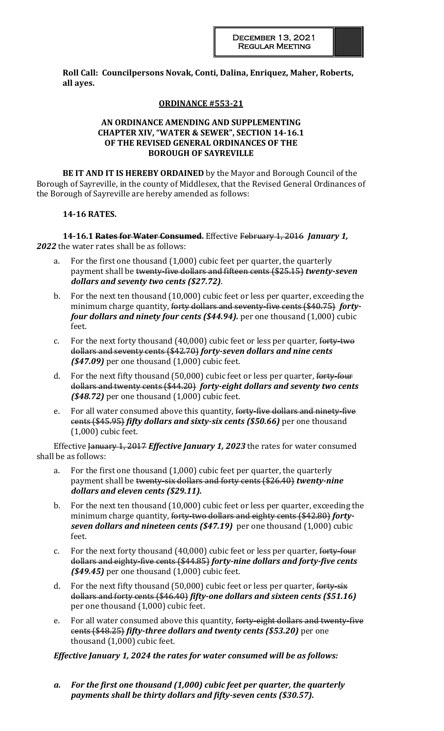**Roll Call: Councilpersons Novak, Conti, Dalina, Enriquez, Maher, Roberts, all ayes.**

**ORDINANCE #553-21**

**AN ORDINANCE AMENDING AND SUPPLEMENTING CHAPTER XIV, "WATER & SEWER", SECTION 14-16.1 OF THE REVISED GENERAL ORDINANCES OF THE BOROUGH OF SAYREVILLE**

**BE IT AND IT IS HEREBY ORDAINED** by the Mayor and Borough Council of the Borough of Sayreville, in the county of Middlesex, that the Revised General Ordinances of the Borough of Sayreville are hereby amended as follows:

**14-16 RATES.**

**14-16.1 ~~Rates for Water Consumed~~.** Effective ~~February 1, 2016~~ ***January 1, 2022*** the water rates shall be as follows:

a. For the first one thousand (1,000) cubic feet per quarter, the quarterly payment shall be ~~twenty-five dollars and fifteen cents ($25.15)~~ ***twenty-seven dollars and seventy two cents ($27.72)***.

b. For the next ten thousand (10,000) cubic feet or less per quarter, exceeding the minimum charge quantity, ~~forty dollars and seventy-five cents ($40.75)~~ ***forty-four dollars and ninety four cents ($44.94).*** per one thousand (1,000) cubic feet.

c. For the next forty thousand (40,000) cubic feet or less per quarter, ~~forty-two dollars and seventy cents ($42.70)~~ ***forty-seven dollars and nine cents ($47.09)*** per one thousand (1,000) cubic feet.

d. For the next fifty thousand (50,000) cubic feet or less per quarter, ~~forty-four dollars and twenty cents ($44.20)~~ ***forty-eight dollars and seventy two cents ($48.72)*** per one thousand (1,000) cubic feet.

e. For all water consumed above this quantity, ~~forty-five dollars and ninety-five cents ($45.95)~~ ***fifty dollars and sixty-six cents ($50.66)*** per one thousand (1,000) cubic feet.

Effective ~~January 1, 2017~~ ***Effective January 1, 2023*** the rates for water consumed shall be as follows:

a. For the first one thousand (1,000) cubic feet per quarter, the quarterly payment shall be ~~twenty-six dollars and forty cents ($26.40)~~ ***twenty-nine dollars and eleven cents ($29.11).***

b. For the next ten thousand (10,000) cubic feet or less per quarter, exceeding the minimum charge quantity, ~~forty-two dollars and eighty cents ($42.80)~~ ***forty-seven dollars and nineteen cents ($47.19)*** per one thousand (1,000) cubic feet.

c. For the next forty thousand (40,000) cubic feet or less per quarter, ~~forty-four dollars and eighty-five cents ($44.85)~~ ***forty-nine dollars and forty-five cents ($49.45)*** per one thousand (1,000) cubic feet.

d. For the next fifty thousand (50,000) cubic feet or less per quarter, ~~forty-six dollars and forty cents ($46.40)~~ ***fifty-one dollars and sixteen cents ($51.16)*** per one thousand (1,000) cubic feet.

e. For all water consumed above this quantity, ~~forty-eight dollars and twenty-five cents ($48.25)~~ ***fifty-three dollars and twenty cents ($53.20)*** per one thousand (1,000) cubic feet.

***Effective January 1, 2024 the rates for water consumed will be as follows:***

***a. For the first one thousand (1,000) cubic feet per quarter, the quarterly payments shall be thirty dollars and fifty-seven cents ($30.57).***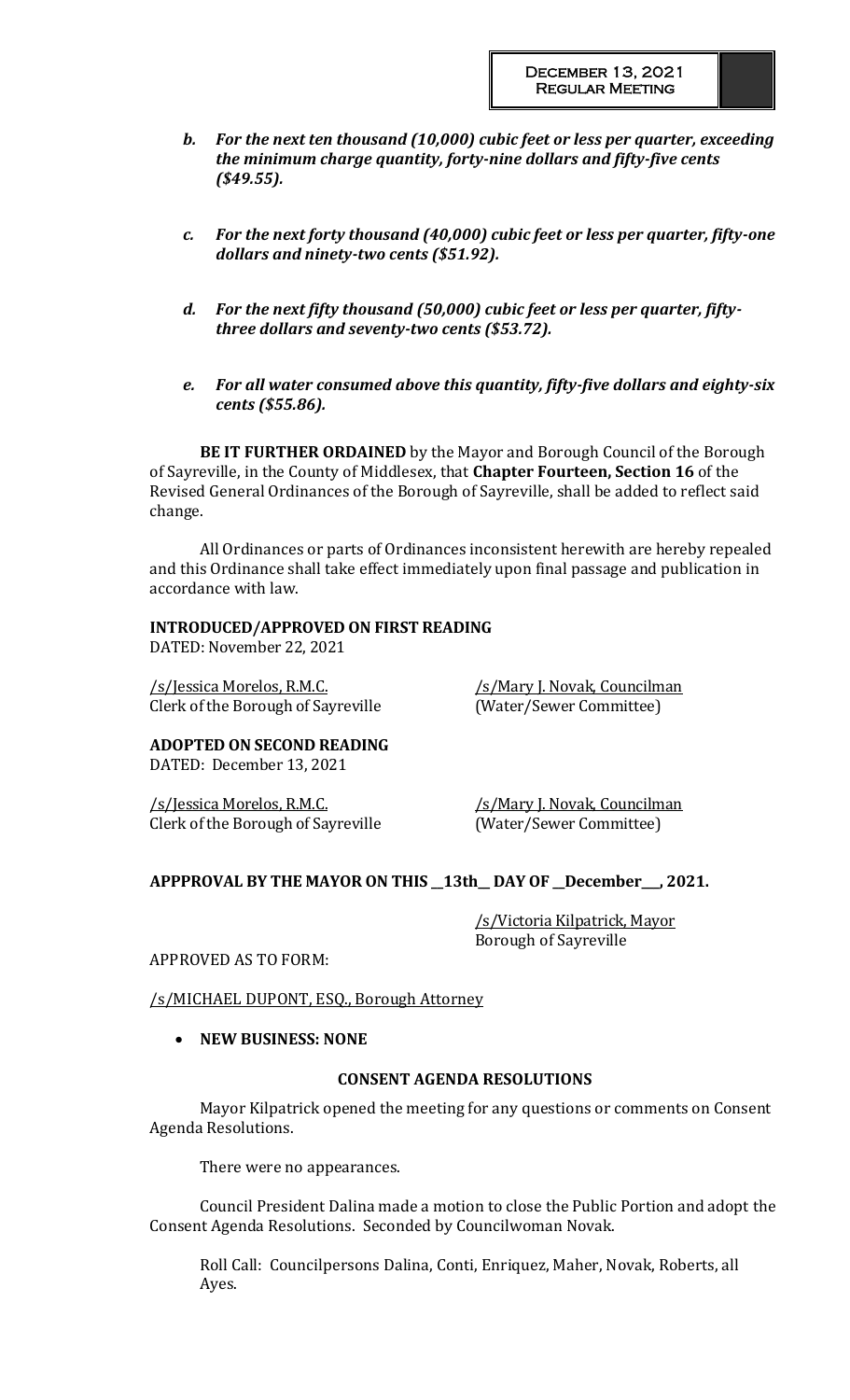*b. **For the next ten thousand (10,000) cubic feet or less per quarter, exceeding the minimum charge quantity, forty-nine dollars and fifty-five cents ($49.55).***

*c. **For the next forty thousand (40,000) cubic feet or less per quarter, fifty-one dollars and ninety-two cents ($51.92).***

*d. **For the next fifty thousand (50,000) cubic feet or less per quarter, fifty-three dollars and seventy-two cents ($53.72).***

*e. **For all water consumed above this quantity, fifty-five dollars and eighty-six cents ($55.86).***

**BE IT FURTHER ORDAINED** by the Mayor and Borough Council of the Borough of Sayreville, in the County of Middlesex, that **Chapter Fourteen, Section 16** of the Revised General Ordinances of the Borough of Sayreville, shall be added to reflect said change.

All Ordinances or parts of Ordinances inconsistent herewith are hereby repealed and this Ordinance shall take effect immediately upon final passage and publication in accordance with law.

**INTRODUCED/APPROVED ON FIRST READING**
DATED: November 22, 2021

/s/Jessica Morelos, R.M.C.
Clerk of the Borough of Sayreville

/s/Mary J. Novak, Councilman
(Water/Sewer Committee)

**ADOPTED ON SECOND READING**
DATED: December 13, 2021

/s/Jessica Morelos, R.M.C.
Clerk of the Borough of Sayreville

/s/Mary J. Novak, Councilman
(Water/Sewer Committee)

**APPPROVAL BY THE MAYOR ON THIS \_\_13th\_\_ DAY OF \_\_December\_\_\_, 2021.**

/s/Victoria Kilpatrick, Mayor
Borough of Sayreville

APPROVED AS TO FORM:

/s/MICHAEL DUPONT, ESQ., Borough Attorney

- **NEW BUSINESS: NONE**

**CONSENT AGENDA RESOLUTIONS**

Mayor Kilpatrick opened the meeting for any questions or comments on Consent Agenda Resolutions.

There were no appearances.

Council President Dalina made a motion to close the Public Portion and adopt the Consent Agenda Resolutions. Seconded by Councilwoman Novak.

Roll Call: Councilpersons Dalina, Conti, Enriquez, Maher, Novak, Roberts, all Ayes.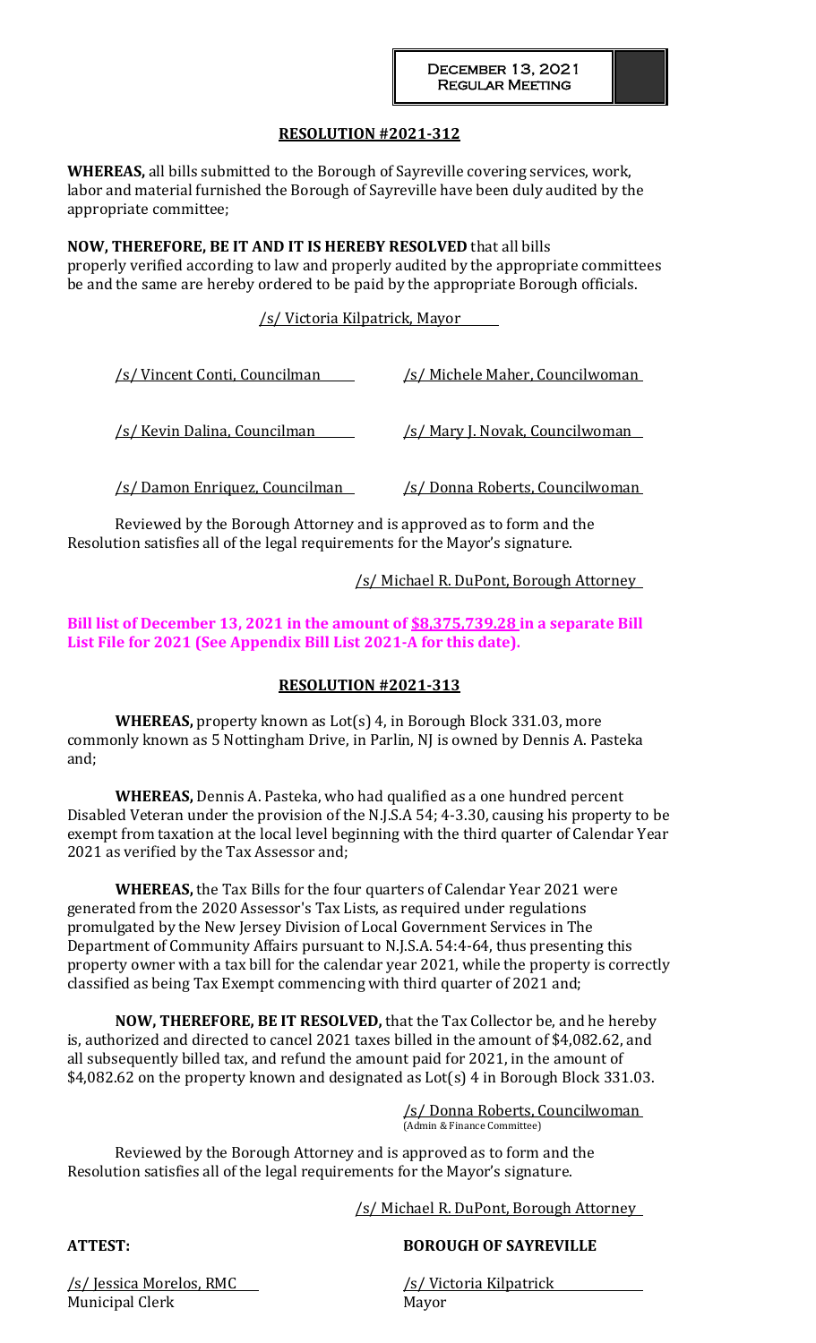**RESOLUTION #2021-312**

**WHEREAS,** all bills submitted to the Borough of Sayreville covering services, work, labor and material furnished the Borough of Sayreville have been duly audited by the appropriate committee;

**NOW, THEREFORE, BE IT AND IT IS HEREBY RESOLVED** that all bills properly verified according to law and properly audited by the appropriate committees be and the same are hereby ordered to be paid by the appropriate Borough officials.

/s/ Victoria Kilpatrick, Mayor

/s/ Vincent Conti, Councilman

/s/ Michele Maher, Councilwoman

/s/ Kevin Dalina, Councilman

/s/ Mary J. Novak, Councilwoman

/s/ Damon Enriquez, Councilman

/s/ Donna Roberts, Councilwoman

Reviewed by the Borough Attorney and is approved as to form and the Resolution satisfies all of the legal requirements for the Mayor's signature.

/s/ Michael R. DuPont, Borough Attorney

**Bill list of December 13, 2021 in the amount of $8,375,739.28 in a separate Bill List File for 2021 (See Appendix Bill List 2021-A for this date).**

**RESOLUTION #2021-313**

**WHEREAS,** property known as Lot(s) 4, in Borough Block 331.03, more commonly known as 5 Nottingham Drive, in Parlin, NJ is owned by Dennis A. Pasteka and;

**WHEREAS,** Dennis A. Pasteka, who had qualified as a one hundred percent Disabled Veteran under the provision of the N.J.S.A 54; 4-3.30, causing his property to be exempt from taxation at the local level beginning with the third quarter of Calendar Year 2021 as verified by the Tax Assessor and;

**WHEREAS,** the Tax Bills for the four quarters of Calendar Year 2021 were generated from the 2020 Assessor's Tax Lists, as required under regulations promulgated by the New Jersey Division of Local Government Services in The Department of Community Affairs pursuant to N.J.S.A. 54:4-64, thus presenting this property owner with a tax bill for the calendar year 2021, while the property is correctly classified as being Tax Exempt commencing with third quarter of 2021 and;

**NOW, THEREFORE, BE IT RESOLVED,** that the Tax Collector be, and he hereby is, authorized and directed to cancel 2021 taxes billed in the amount of $4,082.62, and all subsequently billed tax, and refund the amount paid for 2021, in the amount of $4,082.62 on the property known and designated as Lot(s) 4 in Borough Block 331.03.

/s/ Donna Roberts, Councilwoman
(Admin & Finance Committee)

Reviewed by the Borough Attorney and is approved as to form and the Resolution satisfies all of the legal requirements for the Mayor's signature.

/s/ Michael R. DuPont, Borough Attorney

**ATTEST:**

/s/ Jessica Morelos, RMC
Municipal Clerk

**BOROUGH OF SAYREVILLE**

/s/ Victoria Kilpatrick
Mayor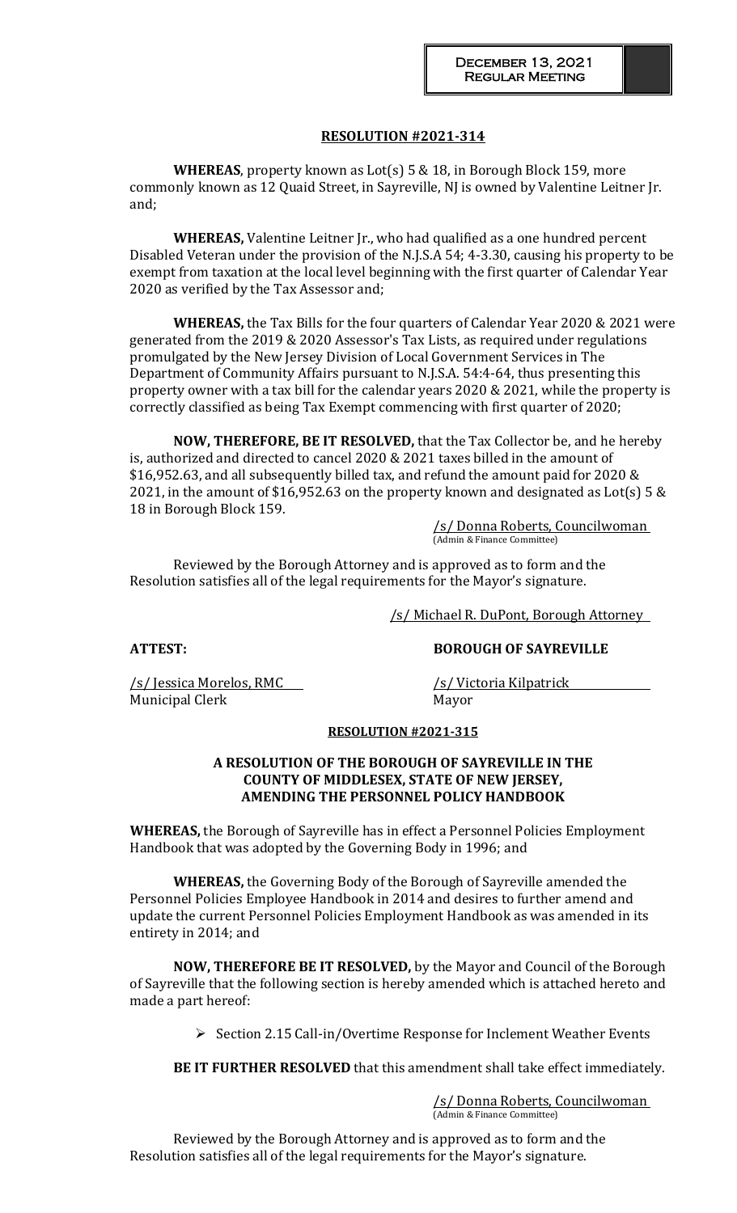## RESOLUTION #2021-314

**WHEREAS**, property known as Lot(s) 5 & 18, in Borough Block 159, more commonly known as 12 Quaid Street, in Sayreville, NJ is owned by Valentine Leitner Jr. and;

**WHEREAS,** Valentine Leitner Jr., who had qualified as a one hundred percent Disabled Veteran under the provision of the N.J.S.A 54; 4-3.30, causing his property to be exempt from taxation at the local level beginning with the first quarter of Calendar Year 2020 as verified by the Tax Assessor and;

**WHEREAS,** the Tax Bills for the four quarters of Calendar Year 2020 & 2021 were generated from the 2019 & 2020 Assessor's Tax Lists, as required under regulations promulgated by the New Jersey Division of Local Government Services in The Department of Community Affairs pursuant to N.J.S.A. 54:4-64, thus presenting this property owner with a tax bill for the calendar years 2020 & 2021, while the property is correctly classified as being Tax Exempt commencing with first quarter of 2020;

**NOW, THEREFORE, BE IT RESOLVED,** that the Tax Collector be, and he hereby is, authorized and directed to cancel 2020 & 2021 taxes billed in the amount of $16,952.63, and all subsequently billed tax, and refund the amount paid for 2020 & 2021, in the amount of $16,952.63 on the property known and designated as Lot(s) 5 & 18 in Borough Block 159.

/s/ Donna Roberts, Councilwoman
(Admin & Finance Committee)

Reviewed by the Borough Attorney and is approved as to form and the Resolution satisfies all of the legal requirements for the Mayor's signature.

/s/ Michael R. DuPont, Borough Attorney

**ATTEST:** **BOROUGH OF SAYREVILLE**

/s/ Jessica Morelos, RMC
Municipal Clerk

/s/ Victoria Kilpatrick
Mayor

## RESOLUTION #2021-315

**A RESOLUTION OF THE BOROUGH OF SAYREVILLE IN THE COUNTY OF MIDDLESEX, STATE OF NEW JERSEY, AMENDING THE PERSONNEL POLICY HANDBOOK**

**WHEREAS,** the Borough of Sayreville has in effect a Personnel Policies Employment Handbook that was adopted by the Governing Body in 1996; and

**WHEREAS,** the Governing Body of the Borough of Sayreville amended the Personnel Policies Employee Handbook in 2014 and desires to further amend and update the current Personnel Policies Employment Handbook as was amended in its entirety in 2014; and

**NOW, THEREFORE BE IT RESOLVED,** by the Mayor and Council of the Borough of Sayreville that the following section is hereby amended which is attached hereto and made a part hereof:

- Section 2.15 Call-in/Overtime Response for Inclement Weather Events

**BE IT FURTHER RESOLVED** that this amendment shall take effect immediately.

/s/ Donna Roberts, Councilwoman
(Admin & Finance Committee)

Reviewed by the Borough Attorney and is approved as to form and the Resolution satisfies all of the legal requirements for the Mayor's signature.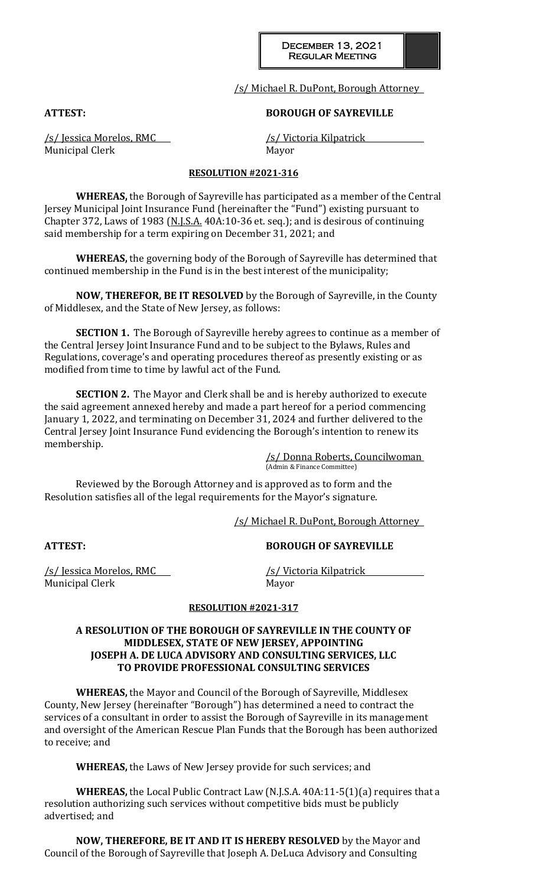/s/ Michael R. DuPont, Borough Attorney

**ATTEST:** **BOROUGH OF SAYREVILLE**

/s/ Jessica Morelos, RMC /s/ Victoria Kilpatrick
Municipal Clerk Mayor

**RESOLUTION #2021-316**

**WHEREAS,** the Borough of Sayreville has participated as a member of the Central Jersey Municipal Joint Insurance Fund (hereinafter the "Fund") existing pursuant to Chapter 372, Laws of 1983 (N.J.S.A. 40A:10-36 et. seq.); and is desirous of continuing said membership for a term expiring on December 31, 2021; and

**WHEREAS,** the governing body of the Borough of Sayreville has determined that continued membership in the Fund is in the best interest of the municipality;

**NOW, THEREFOR, BE IT RESOLVED** by the Borough of Sayreville, in the County of Middlesex, and the State of New Jersey, as follows:

**SECTION 1.** The Borough of Sayreville hereby agrees to continue as a member of the Central Jersey Joint Insurance Fund and to be subject to the Bylaws, Rules and Regulations, coverage's and operating procedures thereof as presently existing or as modified from time to time by lawful act of the Fund.

**SECTION 2.** The Mayor and Clerk shall be and is hereby authorized to execute the said agreement annexed hereby and made a part hereof for a period commencing January 1, 2022, and terminating on December 31, 2024 and further delivered to the Central Jersey Joint Insurance Fund evidencing the Borough's intention to renew its membership.

/s/ Donna Roberts, Councilwoman
(Admin & Finance Committee)

Reviewed by the Borough Attorney and is approved as to form and the Resolution satisfies all of the legal requirements for the Mayor's signature.

/s/ Michael R. DuPont, Borough Attorney

**ATTEST:** **BOROUGH OF SAYREVILLE**

/s/ Jessica Morelos, RMC /s/ Victoria Kilpatrick
Municipal Clerk Mayor

**RESOLUTION #2021-317**

**A RESOLUTION OF THE BOROUGH OF SAYREVILLE IN THE COUNTY OF MIDDLESEX, STATE OF NEW JERSEY, APPOINTING JOSEPH A. DE LUCA ADVISORY AND CONSULTING SERVICES, LLC TO PROVIDE PROFESSIONAL CONSULTING SERVICES**

**WHEREAS,** the Mayor and Council of the Borough of Sayreville, Middlesex County, New Jersey (hereinafter "Borough") has determined a need to contract the services of a consultant in order to assist the Borough of Sayreville in its management and oversight of the American Rescue Plan Funds that the Borough has been authorized to receive; and

**WHEREAS,** the Laws of New Jersey provide for such services; and

**WHEREAS,** the Local Public Contract Law (N.J.S.A. 40A:11-5(1)(a) requires that a resolution authorizing such services without competitive bids must be publicly advertised; and

**NOW, THEREFORE, BE IT AND IT IS HEREBY RESOLVED** by the Mayor and Council of the Borough of Sayreville that Joseph A. DeLuca Advisory and Consulting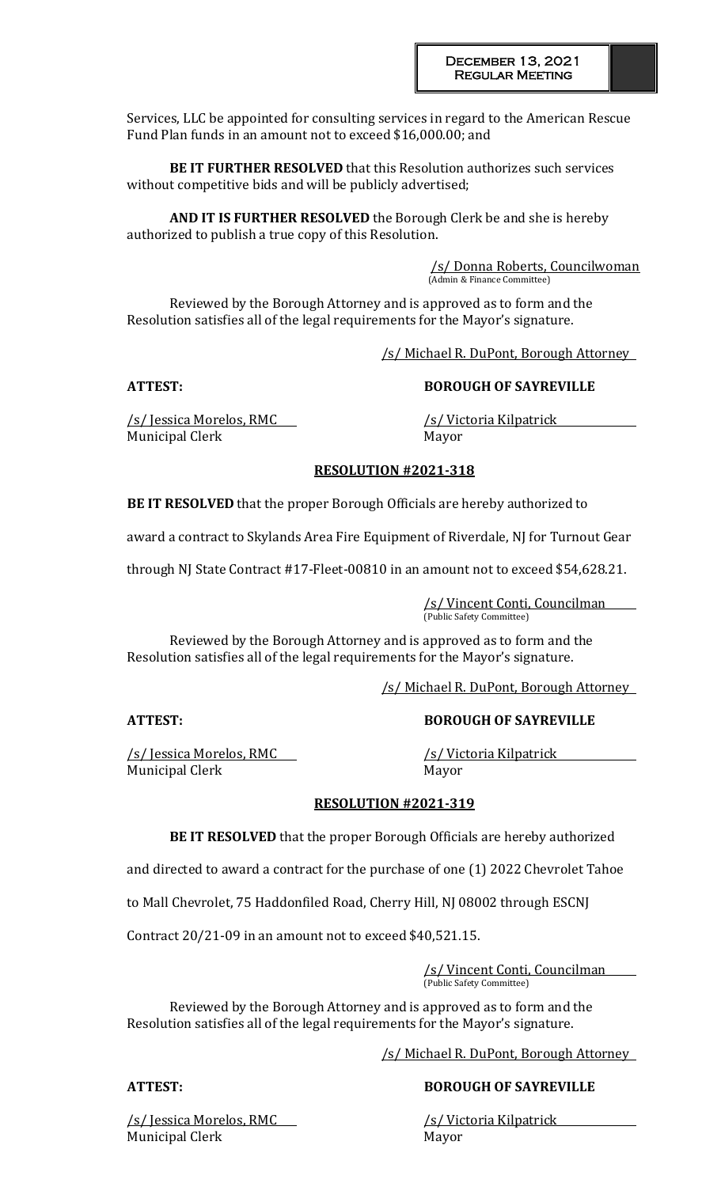Services, LLC be appointed for consulting services in regard to the American Rescue Fund Plan funds in an amount not to exceed $16,000.00; and

**BE IT FURTHER RESOLVED** that this Resolution authorizes such services without competitive bids and will be publicly advertised;

**AND IT IS FURTHER RESOLVED** the Borough Clerk be and she is hereby authorized to publish a true copy of this Resolution.

/s/ Donna Roberts, Councilwoman
(Admin & Finance Committee)

Reviewed by the Borough Attorney and is approved as to form and the Resolution satisfies all of the legal requirements for the Mayor's signature.

/s/ Michael R. DuPont, Borough Attorney

**ATTEST:** **BOROUGH OF SAYREVILLE**

/s/ Jessica Morelos, RMC
Municipal Clerk

/s/ Victoria Kilpatrick
Mayor

## RESOLUTION #2021-318

**BE IT RESOLVED** that the proper Borough Officials are hereby authorized to award a contract to Skylands Area Fire Equipment of Riverdale, NJ for Turnout Gear through NJ State Contract #17-Fleet-00810 in an amount not to exceed $54,628.21.

/s/ Vincent Conti, Councilman
(Public Safety Committee)

Reviewed by the Borough Attorney and is approved as to form and the Resolution satisfies all of the legal requirements for the Mayor's signature.

/s/ Michael R. DuPont, Borough Attorney

**ATTEST:** **BOROUGH OF SAYREVILLE**

/s/ Jessica Morelos, RMC
Municipal Clerk

/s/ Victoria Kilpatrick
Mayor

## RESOLUTION #2021-319

**BE IT RESOLVED** that the proper Borough Officials are hereby authorized and directed to award a contract for the purchase of one (1) 2022 Chevrolet Tahoe to Mall Chevrolet, 75 Haddonfiled Road, Cherry Hill, NJ 08002 through ESCNJ Contract 20/21-09 in an amount not to exceed $40,521.15.

/s/ Vincent Conti, Councilman
(Public Safety Committee)

Reviewed by the Borough Attorney and is approved as to form and the Resolution satisfies all of the legal requirements for the Mayor's signature.

/s/ Michael R. DuPont, Borough Attorney

**ATTEST:** **BOROUGH OF SAYREVILLE**

/s/ Jessica Morelos, RMC
Municipal Clerk

/s/ Victoria Kilpatrick
Mayor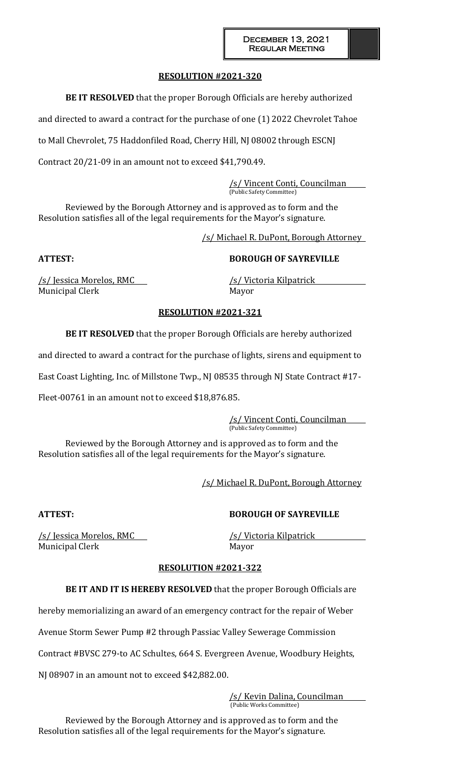**RESOLUTION #2021-320**

**BE IT RESOLVED** that the proper Borough Officials are hereby authorized and directed to award a contract for the purchase of one (1) 2022 Chevrolet Tahoe to Mall Chevrolet, 75 Haddonfiled Road, Cherry Hill, NJ 08002 through ESCNJ Contract 20/21-09 in an amount not to exceed $41,790.49.

/s/ Vincent Conti, Councilman
(Public Safety Committee)

Reviewed by the Borough Attorney and is approved as to form and the Resolution satisfies all of the legal requirements for the Mayor's signature.

/s/ Michael R. DuPont, Borough Attorney

**ATTEST:** **BOROUGH OF SAYREVILLE**

/s/ Jessica Morelos, RMC
Municipal Clerk

/s/ Victoria Kilpatrick
Mayor

**RESOLUTION #2021-321**

**BE IT RESOLVED** that the proper Borough Officials are hereby authorized and directed to award a contract for the purchase of lights, sirens and equipment to East Coast Lighting, Inc. of Millstone Twp., NJ 08535 through NJ State Contract #17-Fleet-00761 in an amount not to exceed $18,876.85.

/s/ Vincent Conti, Councilman
(Public Safety Committee)

Reviewed by the Borough Attorney and is approved as to form and the Resolution satisfies all of the legal requirements for the Mayor's signature.

/s/ Michael R. DuPont, Borough Attorney

**ATTEST:** **BOROUGH OF SAYREVILLE**

/s/ Jessica Morelos, RMC
Municipal Clerk

/s/ Victoria Kilpatrick
Mayor

**RESOLUTION #2021-322**

**BE IT AND IT IS HEREBY RESOLVED** that the proper Borough Officials are hereby memorializing an award of an emergency contract for the repair of Weber Avenue Storm Sewer Pump #2 through Passiac Valley Sewerage Commission Contract #BVSC 279-to AC Schultes, 664 S. Evergreen Avenue, Woodbury Heights, NJ 08907 in an amount not to exceed $42,882.00.

/s/ Kevin Dalina, Councilman
(Public Works Committee)

Reviewed by the Borough Attorney and is approved as to form and the Resolution satisfies all of the legal requirements for the Mayor's signature.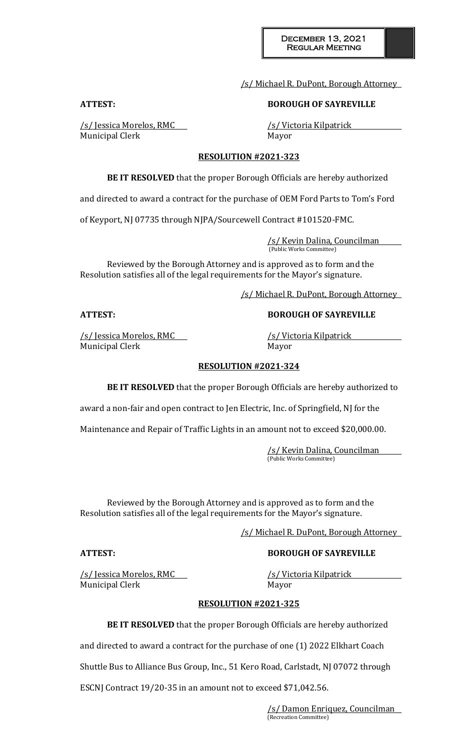/s/ Michael R. DuPont, Borough Attorney

**ATTEST:** **BOROUGH OF SAYREVILLE**

/s/ Jessica Morelos, RMC /s/ Victoria Kilpatrick
Municipal Clerk Mayor

**RESOLUTION #2021-323**

**BE IT RESOLVED** that the proper Borough Officials are hereby authorized and directed to award a contract for the purchase of OEM Ford Parts to Tom's Ford of Keyport, NJ 07735 through NJPA/Sourcewell Contract #101520-FMC.

/s/ Kevin Dalina, Councilman
(Public Works Committee)

Reviewed by the Borough Attorney and is approved as to form and the Resolution satisfies all of the legal requirements for the Mayor's signature.

/s/ Michael R. DuPont, Borough Attorney

**ATTEST:** **BOROUGH OF SAYREVILLE**

/s/ Jessica Morelos, RMC /s/ Victoria Kilpatrick
Municipal Clerk Mayor

**RESOLUTION #2021-324**

**BE IT RESOLVED** that the proper Borough Officials are hereby authorized to award a non-fair and open contract to Jen Electric, Inc. of Springfield, NJ for the Maintenance and Repair of Traffic Lights in an amount not to exceed $20,000.00.

/s/ Kevin Dalina, Councilman
(Public Works Committee)

Reviewed by the Borough Attorney and is approved as to form and the Resolution satisfies all of the legal requirements for the Mayor's signature.

/s/ Michael R. DuPont, Borough Attorney

**ATTEST:** **BOROUGH OF SAYREVILLE**

/s/ Jessica Morelos, RMC /s/ Victoria Kilpatrick
Municipal Clerk Mayor

**RESOLUTION #2021-325**

**BE IT RESOLVED** that the proper Borough Officials are hereby authorized and directed to award a contract for the purchase of one (1) 2022 Elkhart Coach Shuttle Bus to Alliance Bus Group, Inc., 51 Kero Road, Carlstadt, NJ 07072 through ESCNJ Contract 19/20-35 in an amount not to exceed $71,042.56.

/s/ Damon Enriquez, Councilman
(Recreation Committee)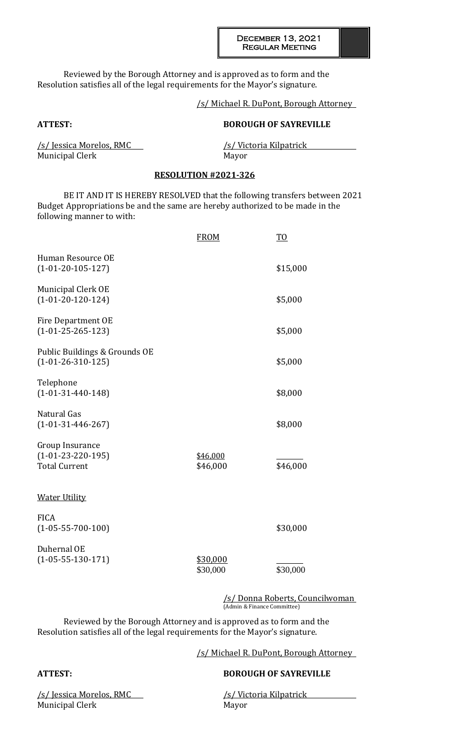Reviewed by the Borough Attorney and is approved as to form and the Resolution satisfies all of the legal requirements for the Mayor's signature.

/s/ Michael R. DuPont, Borough Attorney

| | |
|---|---|
| **ATTEST:** | **BOROUGH OF SAYREVILLE** |
| /s/ Jessica Morelos, RMC | /s/ Victoria Kilpatrick |
| Municipal Clerk | Mayor |

**RESOLUTION #2021-326**

BE IT AND IT IS HEREBY RESOLVED that the following transfers between 2021 Budget Appropriations be and the same are hereby authorized to be made in the following manner to with:

| | FROM | TO |
|---|---|---|
| Human Resource OE (1-01-20-105-127) | | \$15,000 |
| Municipal Clerk OE (1-01-20-120-124) | | \$5,000 |
| Fire Department OE (1-01-25-265-123) | | \$5,000 |
| Public Buildings & Grounds OE (1-01-26-310-125) | | \$5,000 |
| Telephone (1-01-31-440-148) | | \$8,000 |
| Natural Gas (1-01-31-446-267) | | \$8,000 |
| Group Insurance (1-01-23-220-195) | \$46,000 | |
| Total Current | \$46,000 | \$46,000 |
| Water Utility | | |
| FICA (1-05-55-700-100) | | \$30,000 |
| Duhernal OE (1-05-55-130-171) | \$30,000 | |
| | \$30,000 | \$30,000 |

/s/ Donna Roberts, Councilwoman
(Admin & Finance Committee)

Reviewed by the Borough Attorney and is approved as to form and the Resolution satisfies all of the legal requirements for the Mayor's signature.

/s/ Michael R. DuPont, Borough Attorney

| | |
|---|---|
| **ATTEST:** | **BOROUGH OF SAYREVILLE** |
| /s/ Jessica Morelos, RMC | /s/ Victoria Kilpatrick |
| Municipal Clerk | Mayor |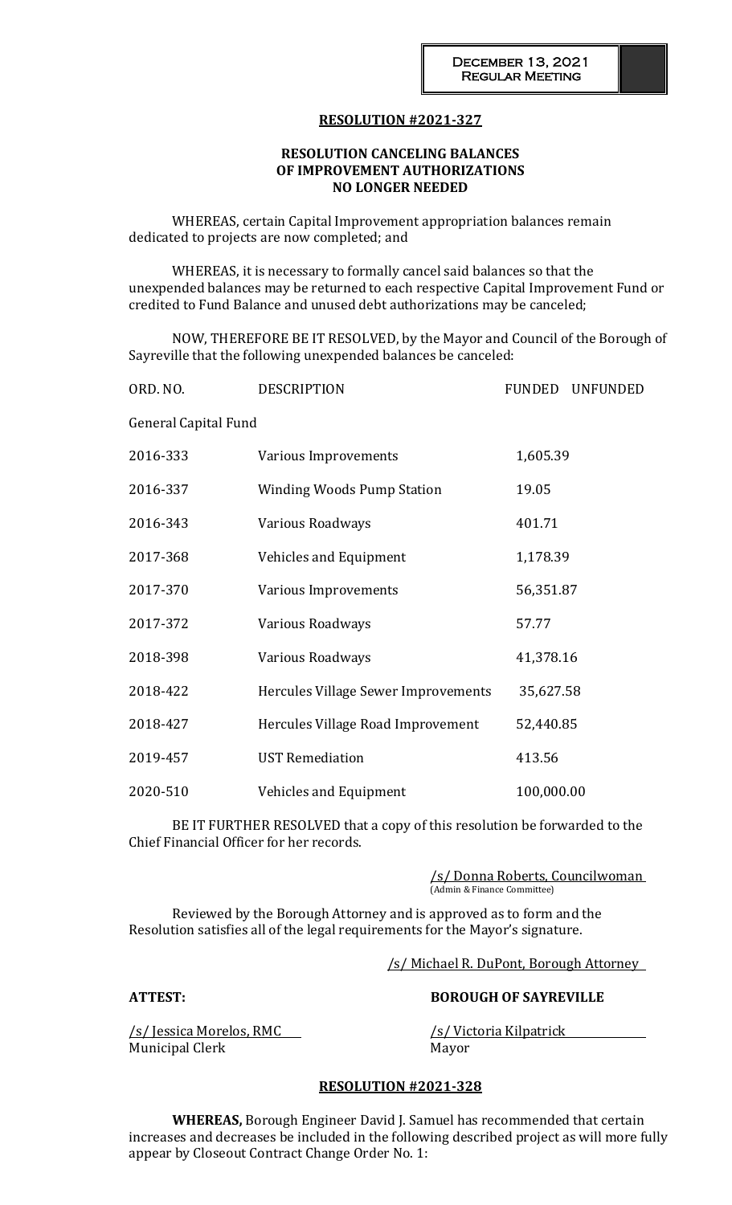**RESOLUTION #2021-327**

**RESOLUTION CANCELING BALANCES OF IMPROVEMENT AUTHORIZATIONS NO LONGER NEEDED**

WHEREAS, certain Capital Improvement appropriation balances remain dedicated to projects are now completed; and

WHEREAS, it is necessary to formally cancel said balances so that the unexpended balances may be returned to each respective Capital Improvement Fund or credited to Fund Balance and unused debt authorizations may be canceled;

NOW, THEREFORE BE IT RESOLVED, by the Mayor and Council of the Borough of Sayreville that the following unexpended balances be canceled:

| ORD. NO. | DESCRIPTION | FUNDED | UNFUNDED |
|---|---|---|---|
| General Capital Fund | | | |
| 2016-333 | Various Improvements | 1,605.39 | |
| 2016-337 | Winding Woods Pump Station | 19.05 | |
| 2016-343 | Various Roadways | 401.71 | |
| 2017-368 | Vehicles and Equipment | 1,178.39 | |
| 2017-370 | Various Improvements | 56,351.87 | |
| 2017-372 | Various Roadways | 57.77 | |
| 2018-398 | Various Roadways | 41,378.16 | |
| 2018-422 | Hercules Village Sewer Improvements | 35,627.58 | |
| 2018-427 | Hercules Village Road Improvement | 52,440.85 | |
| 2019-457 | UST Remediation | 413.56 | |
| 2020-510 | Vehicles and Equipment | 100,000.00 | |

BE IT FURTHER RESOLVED that a copy of this resolution be forwarded to the Chief Financial Officer for her records.

/s/ Donna Roberts, Councilwoman
(Admin & Finance Committee)

Reviewed by the Borough Attorney and is approved as to form and the Resolution satisfies all of the legal requirements for the Mayor's signature.

/s/ Michael R. DuPont, Borough Attorney

**ATTEST:** **BOROUGH OF SAYREVILLE**

/s/ Jessica Morelos, RMC
Municipal Clerk

/s/ Victoria Kilpatrick
Mayor

**RESOLUTION #2021-328**

**WHEREAS,** Borough Engineer David J. Samuel has recommended that certain increases and decreases be included in the following described project as will more fully appear by Closeout Contract Change Order No. 1: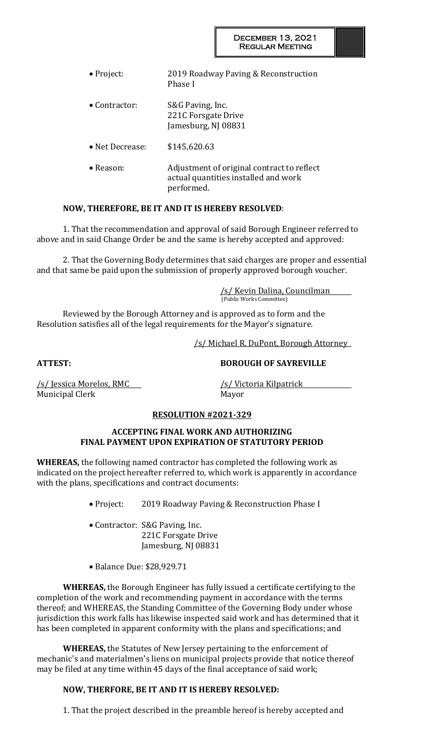- Project: 2019 Roadway Paving & Reconstruction Phase I
- Contractor: S&G Paving, Inc.
  221C Forsgate Drive
  Jamesburg, NJ 08831
- Net Decrease: $145,620.63
- Reason: Adjustment of original contract to reflect actual quantities installed and work performed.

**NOW, THEREFORE, BE IT AND IT IS HEREBY RESOLVED**:

1. That the recommendation and approval of said Borough Engineer referred to above and in said Change Order be and the same is hereby accepted and approved:

2. That the Governing Body determines that said charges are proper and essential and that same be paid upon the submission of properly approved borough voucher.

/s/ Kevin Dalina, Councilman
(Public Works Committee)

Reviewed by the Borough Attorney and is approved as to form and the Resolution satisfies all of the legal requirements for the Mayor's signature.

/s/ Michael R. DuPont, Borough Attorney

**ATTEST:** **BOROUGH OF SAYREVILLE**

/s/ Jessica Morelos, RMC
Municipal Clerk

/s/ Victoria Kilpatrick
Mayor

## RESOLUTION #2021-329

### ACCEPTING FINAL WORK AND AUTHORIZING FINAL PAYMENT UPON EXPIRATION OF STATUTORY PERIOD

**WHEREAS,** the following named contractor has completed the following work as indicated on the project hereafter referred to, which work is apparently in accordance with the plans, specifications and contract documents:

- Project: 2019 Roadway Paving & Reconstruction Phase I
- Contractor: S&G Paving, Inc.
  221C Forsgate Drive
  Jamesburg, NJ 08831
- Balance Due: $28,929.71

**WHEREAS,** the Borough Engineer has fully issued a certificate certifying to the completion of the work and recommending payment in accordance with the terms thereof; and WHEREAS, the Standing Committee of the Governing Body under whose jurisdiction this work falls has likewise inspected said work and has determined that it has been completed in apparent conformity with the plans and specifications; and

**WHEREAS,** the Statutes of New Jersey pertaining to the enforcement of mechanic's and materialmen's liens on municipal projects provide that notice thereof may be filed at any time within 45 days of the final acceptance of said work;

**NOW, THERFORE, BE IT AND IT IS HEREBY RESOLVED:**

1. That the project described in the preamble hereof is hereby accepted and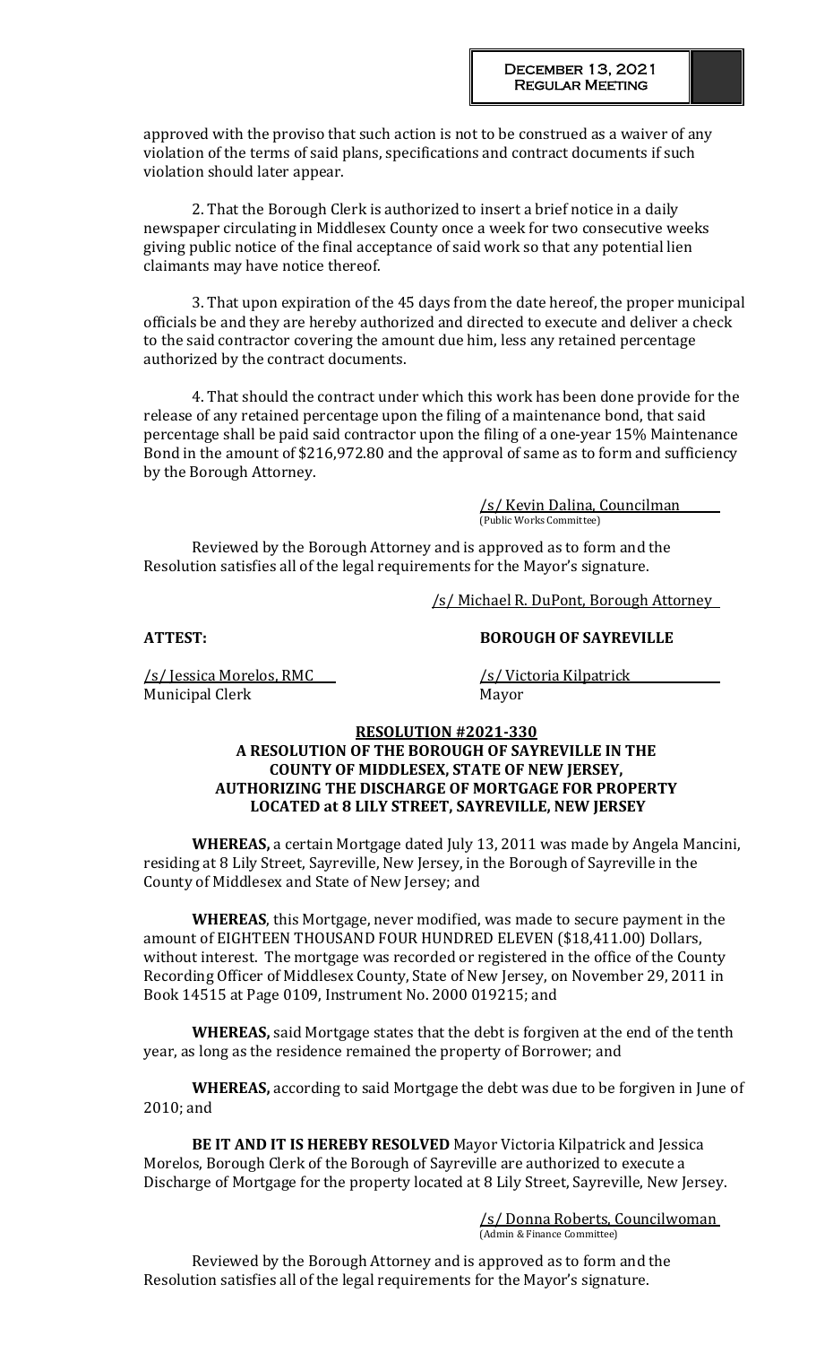approved with the proviso that such action is not to be construed as a waiver of any violation of the terms of said plans, specifications and contract documents if such violation should later appear.

2. That the Borough Clerk is authorized to insert a brief notice in a daily newspaper circulating in Middlesex County once a week for two consecutive weeks giving public notice of the final acceptance of said work so that any potential lien claimants may have notice thereof.

3. That upon expiration of the 45 days from the date hereof, the proper municipal officials be and they are hereby authorized and directed to execute and deliver a check to the said contractor covering the amount due him, less any retained percentage authorized by the contract documents.

4. That should the contract under which this work has been done provide for the release of any retained percentage upon the filing of a maintenance bond, that said percentage shall be paid said contractor upon the filing of a one-year 15% Maintenance Bond in the amount of $216,972.80 and the approval of same as to form and sufficiency by the Borough Attorney.

/s/ Kevin Dalina, Councilman
(Public Works Committee)

Reviewed by the Borough Attorney and is approved as to form and the Resolution satisfies all of the legal requirements for the Mayor's signature.

/s/ Michael R. DuPont, Borough Attorney

**ATTEST:** **BOROUGH OF SAYREVILLE**

/s/ Jessica Morelos, RMC
Municipal Clerk

/s/ Victoria Kilpatrick
Mayor

**RESOLUTION #2021-330**
**A RESOLUTION OF THE BOROUGH OF SAYREVILLE IN THE COUNTY OF MIDDLESEX, STATE OF NEW JERSEY, AUTHORIZING THE DISCHARGE OF MORTGAGE FOR PROPERTY LOCATED at 8 LILY STREET, SAYREVILLE, NEW JERSEY**

**WHEREAS,** a certain Mortgage dated July 13, 2011 was made by Angela Mancini, residing at 8 Lily Street, Sayreville, New Jersey, in the Borough of Sayreville in the County of Middlesex and State of New Jersey; and

**WHEREAS**, this Mortgage, never modified, was made to secure payment in the amount of EIGHTEEN THOUSAND FOUR HUNDRED ELEVEN ($18,411.00) Dollars, without interest. The mortgage was recorded or registered in the office of the County Recording Officer of Middlesex County, State of New Jersey, on November 29, 2011 in Book 14515 at Page 0109, Instrument No. 2000 019215; and

**WHEREAS,** said Mortgage states that the debt is forgiven at the end of the tenth year, as long as the residence remained the property of Borrower; and

**WHEREAS,** according to said Mortgage the debt was due to be forgiven in June of 2010; and

**BE IT AND IT IS HEREBY RESOLVED** Mayor Victoria Kilpatrick and Jessica Morelos, Borough Clerk of the Borough of Sayreville are authorized to execute a Discharge of Mortgage for the property located at 8 Lily Street, Sayreville, New Jersey.

/s/ Donna Roberts, Councilwoman
(Admin & Finance Committee)

Reviewed by the Borough Attorney and is approved as to form and the Resolution satisfies all of the legal requirements for the Mayor's signature.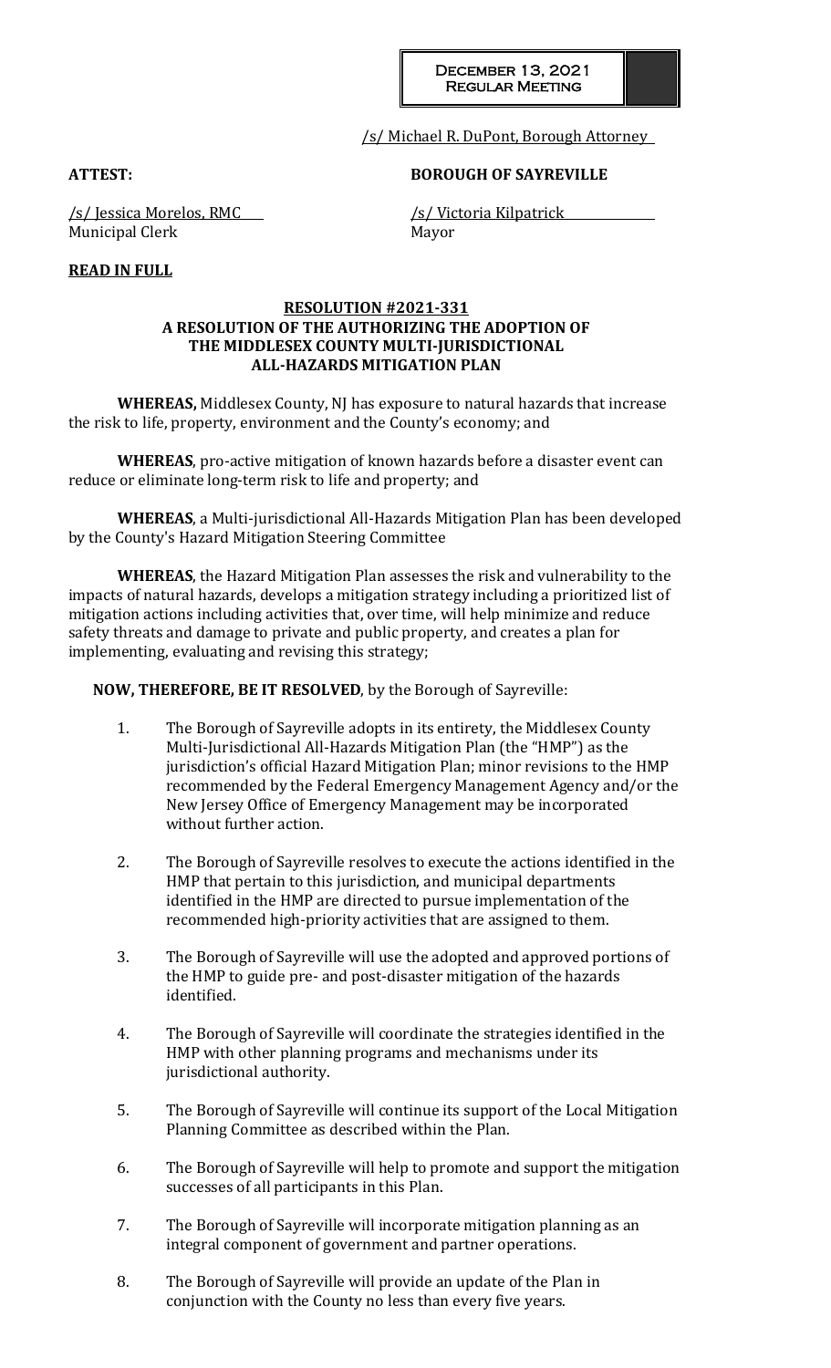/s/ Michael R. DuPont, Borough Attorney

**ATTEST:** **BOROUGH OF SAYREVILLE**

/s/ Jessica Morelos, RMC
Municipal Clerk

/s/ Victoria Kilpatrick
Mayor

**READ IN FULL**

**RESOLUTION #2021-331**
**A RESOLUTION OF THE AUTHORIZING THE ADOPTION OF THE MIDDLESEX COUNTY MULTI-JURISDICTIONAL ALL-HAZARDS MITIGATION PLAN**

**WHEREAS,** Middlesex County, NJ has exposure to natural hazards that increase the risk to life, property, environment and the County's economy; and

**WHEREAS**, pro-active mitigation of known hazards before a disaster event can reduce or eliminate long-term risk to life and property; and

**WHEREAS**, a Multi-jurisdictional All-Hazards Mitigation Plan has been developed by the County's Hazard Mitigation Steering Committee

**WHEREAS**, the Hazard Mitigation Plan assesses the risk and vulnerability to the impacts of natural hazards, develops a mitigation strategy including a prioritized list of mitigation actions including activities that, over time, will help minimize and reduce safety threats and damage to private and public property, and creates a plan for implementing, evaluating and revising this strategy;

**NOW, THEREFORE, BE IT RESOLVED**, by the Borough of Sayreville:

1. The Borough of Sayreville adopts in its entirety, the Middlesex County Multi-Jurisdictional All-Hazards Mitigation Plan (the "HMP") as the jurisdiction's official Hazard Mitigation Plan; minor revisions to the HMP recommended by the Federal Emergency Management Agency and/or the New Jersey Office of Emergency Management may be incorporated without further action.

2. The Borough of Sayreville resolves to execute the actions identified in the HMP that pertain to this jurisdiction, and municipal departments identified in the HMP are directed to pursue implementation of the recommended high-priority activities that are assigned to them.

3. The Borough of Sayreville will use the adopted and approved portions of the HMP to guide pre- and post-disaster mitigation of the hazards identified.

4. The Borough of Sayreville will coordinate the strategies identified in the HMP with other planning programs and mechanisms under its jurisdictional authority.

5. The Borough of Sayreville will continue its support of the Local Mitigation Planning Committee as described within the Plan.

6. The Borough of Sayreville will help to promote and support the mitigation successes of all participants in this Plan.

7. The Borough of Sayreville will incorporate mitigation planning as an integral component of government and partner operations.

8. The Borough of Sayreville will provide an update of the Plan in conjunction with the County no less than every five years.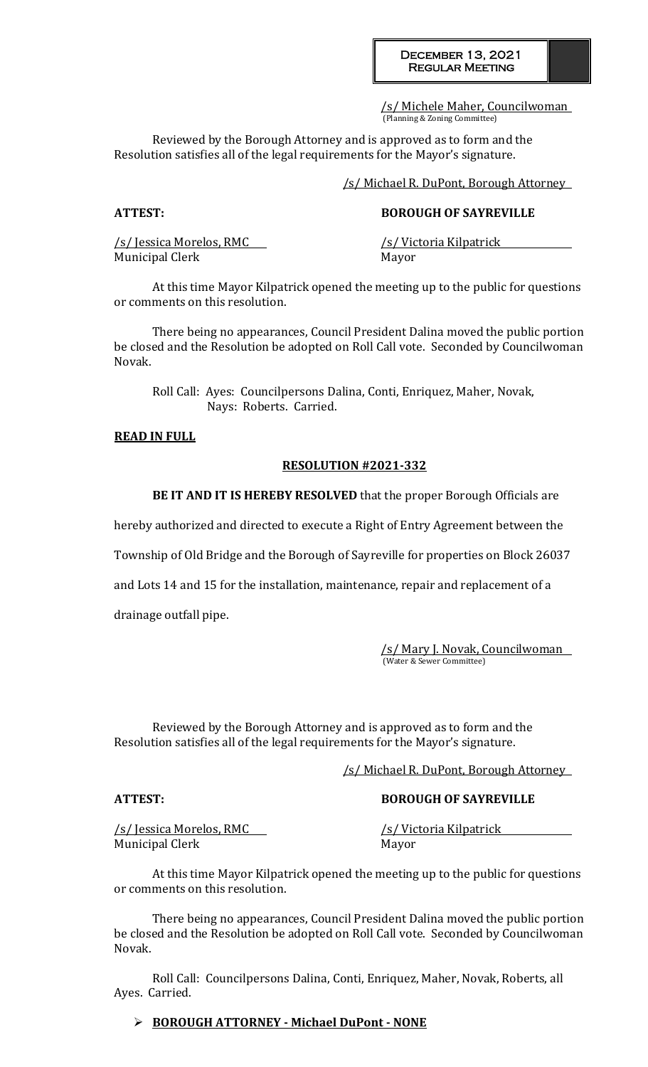/s/ Michele Maher, Councilwoman
(Planning & Zoning Committee)

Reviewed by the Borough Attorney and is approved as to form and the Resolution satisfies all of the legal requirements for the Mayor's signature.

/s/ Michael R. DuPont, Borough Attorney

**ATTEST:** **BOROUGH OF SAYREVILLE**

/s/ Jessica Morelos, RMC
Municipal Clerk

/s/ Victoria Kilpatrick
Mayor

At this time Mayor Kilpatrick opened the meeting up to the public for questions or comments on this resolution.

There being no appearances, Council President Dalina moved the public portion be closed and the Resolution be adopted on Roll Call vote. Seconded by Councilwoman Novak.

Roll Call: Ayes: Councilpersons Dalina, Conti, Enriquez, Maher, Novak, Nays: Roberts. Carried.

**READ IN FULL**

**RESOLUTION #2021-332**

**BE IT AND IT IS HEREBY RESOLVED** that the proper Borough Officials are hereby authorized and directed to execute a Right of Entry Agreement between the Township of Old Bridge and the Borough of Sayreville for properties on Block 26037 and Lots 14 and 15 for the installation, maintenance, repair and replacement of a drainage outfall pipe.

/s/ Mary J. Novak, Councilwoman
(Water & Sewer Committee)

Reviewed by the Borough Attorney and is approved as to form and the Resolution satisfies all of the legal requirements for the Mayor's signature.

/s/ Michael R. DuPont, Borough Attorney

**ATTEST:** **BOROUGH OF SAYREVILLE**

/s/ Jessica Morelos, RMC
Municipal Clerk

/s/ Victoria Kilpatrick
Mayor

At this time Mayor Kilpatrick opened the meeting up to the public for questions or comments on this resolution.

There being no appearances, Council President Dalina moved the public portion be closed and the Resolution be adopted on Roll Call vote. Seconded by Councilwoman Novak.

Roll Call: Councilpersons Dalina, Conti, Enriquez, Maher, Novak, Roberts, all Ayes. Carried.

- **BOROUGH ATTORNEY - Michael DuPont - NONE**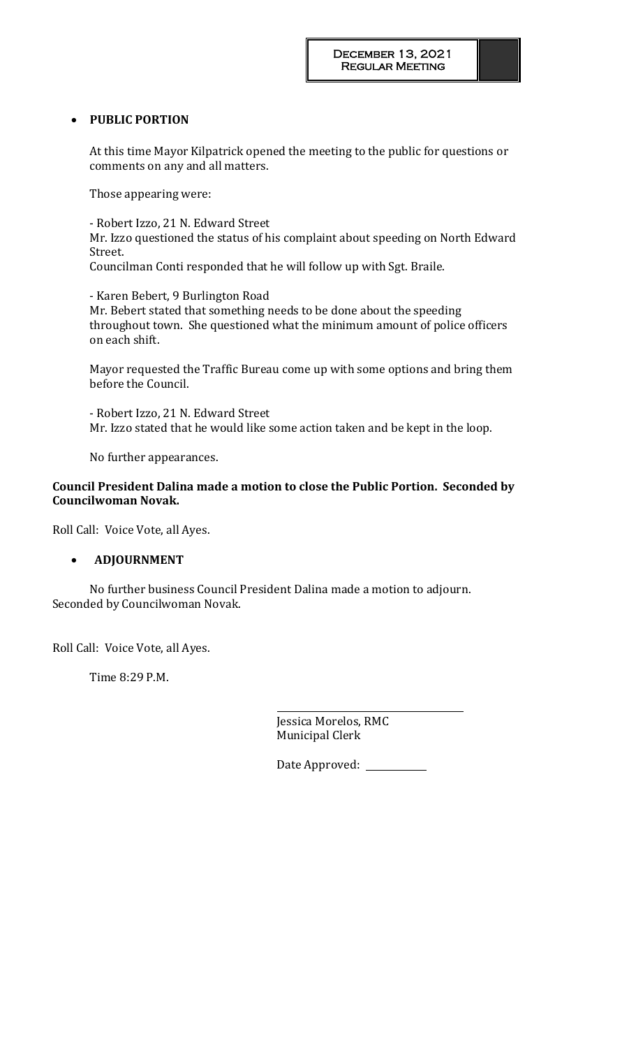- **PUBLIC PORTION**

At this time Mayor Kilpatrick opened the meeting to the public for questions or comments on any and all matters.

Those appearing were:

- Robert Izzo, 21 N. Edward Street
Mr. Izzo questioned the status of his complaint about speeding on North Edward Street.
Councilman Conti responded that he will follow up with Sgt. Braile.

- Karen Bebert, 9 Burlington Road
Mr. Bebert stated that something needs to be done about the speeding throughout town. She questioned what the minimum amount of police officers on each shift.

Mayor requested the Traffic Bureau come up with some options and bring them before the Council.

- Robert Izzo, 21 N. Edward Street
Mr. Izzo stated that he would like some action taken and be kept in the loop.

No further appearances.

**Council President Dalina made a motion to close the Public Portion. Seconded by Councilwoman Novak.**

Roll Call: Voice Vote, all Ayes.

- **ADJOURNMENT**

No further business Council President Dalina made a motion to adjourn. Seconded by Councilwoman Novak.

Roll Call: Voice Vote, all Ayes.

Time 8:29 P.M.

Jessica Morelos, RMC
Municipal Clerk

Date Approved: ___________